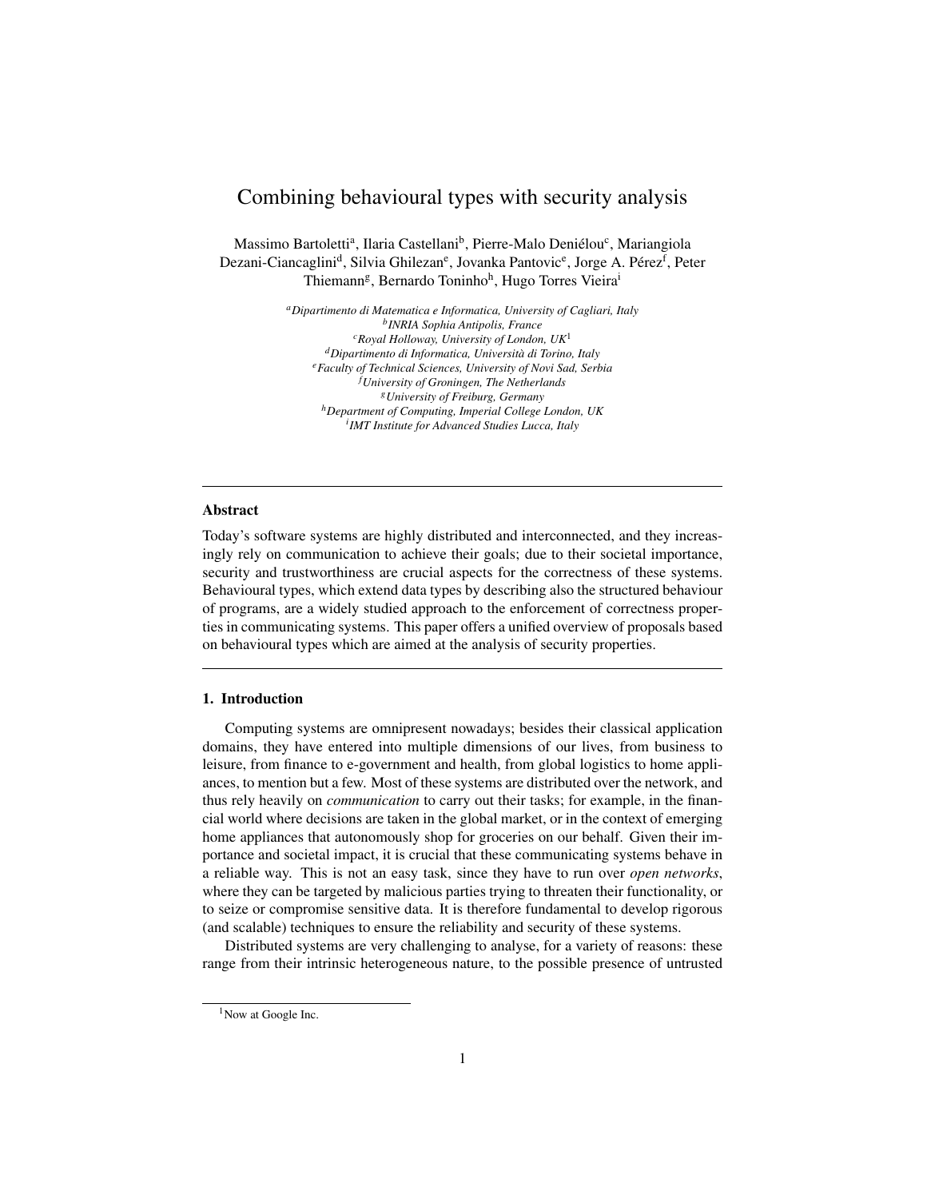# Combining behavioural types with security analysis

Massimo Bartoletti[a], Ilaria Castellani[b], Pierre-Malo Deniélou[c], Mariangiola Dezani-Ciancaglini[d], Silvia Ghilezan[e], Jovanka Pantovic[e], Jorge A. Pérez[f], Peter Thiemann[g], Bernardo Toninho[h], Hugo Torres Vieira[i]

[a]*Dipartimento di Matematica e Informatica, University of Cagliari, Italy*
[b]*INRIA Sophia Antipolis, France*
[c]*Royal Holloway, University of London, UK*[1]
[d]*Dipartimento di Informatica, Università di Torino, Italy*
[e]*Faculty of Technical Sciences, University of Novi Sad, Serbia*
[f]*University of Groningen, The Netherlands*
[g]*University of Freiburg, Germany*
[h]*Department of Computing, Imperial College London, UK*
[i]*IMT Institute for Advanced Studies Lucca, Italy*

---

### Abstract

Today's software systems are highly distributed and interconnected, and they increasingly rely on communication to achieve their goals; due to their societal importance, security and trustworthiness are crucial aspects for the correctness of these systems. Behavioural types, which extend data types by describing also the structured behaviour of programs, are a widely studied approach to the enforcement of correctness properties in communicating systems. This paper offers a unified overview of proposals based on behavioural types which are aimed at the analysis of security properties.

---

### 1. Introduction

Computing systems are omnipresent nowadays; besides their classical application domains, they have entered into multiple dimensions of our lives, from business to leisure, from finance to e-government and health, from global logistics to home appliances, to mention but a few. Most of these systems are distributed over the network, and thus rely heavily on *communication* to carry out their tasks; for example, in the financial world where decisions are taken in the global market, or in the context of emerging home appliances that autonomously shop for groceries on our behalf. Given their importance and societal impact, it is crucial that these communicating systems behave in a reliable way. This is not an easy task, since they have to run over *open networks*, where they can be targeted by malicious parties trying to threaten their functionality, or to seize or compromise sensitive data. It is therefore fundamental to develop rigorous (and scalable) techniques to ensure the reliability and security of these systems.

Distributed systems are very challenging to analyse, for a variety of reasons: these range from their intrinsic heterogeneous nature, to the possible presence of untrusted

[1] Now at Google Inc.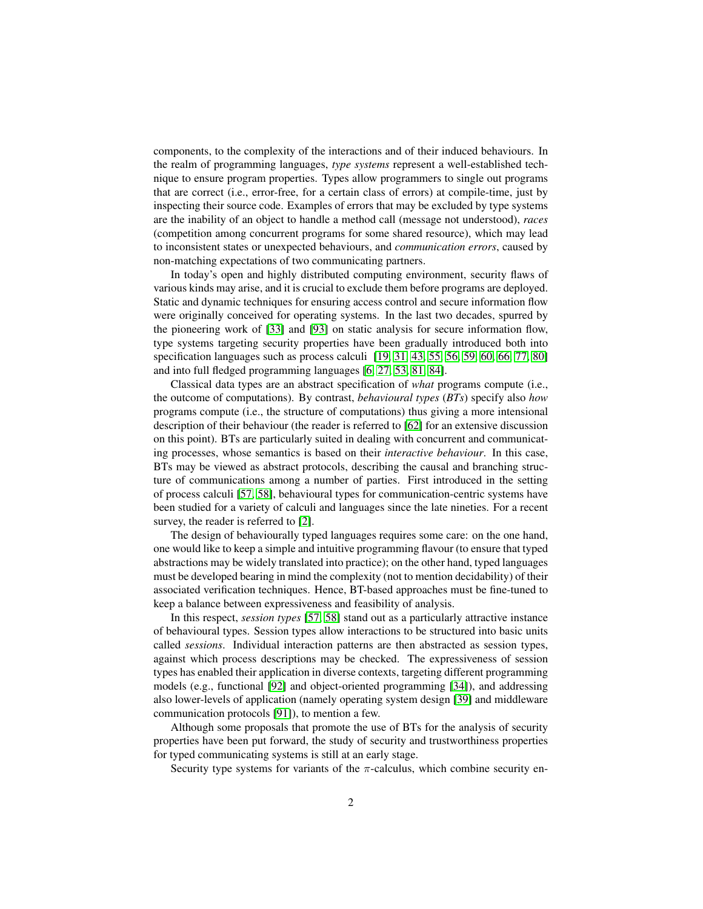components, to the complexity of the interactions and of their induced behaviours. In the realm of programming languages, *type systems* represent a well-established technique to ensure program properties. Types allow programmers to single out programs that are correct (i.e., error-free, for a certain class of errors) at compile-time, just by inspecting their source code. Examples of errors that may be excluded by type systems are the inability of an object to handle a method call (message not understood), *races* (competition among concurrent programs for some shared resource), which may lead to inconsistent states or unexpected behaviours, and *communication errors*, caused by non-matching expectations of two communicating partners.

In today's open and highly distributed computing environment, security flaws of various kinds may arise, and it is crucial to exclude them before programs are deployed. Static and dynamic techniques for ensuring access control and secure information flow were originally conceived for operating systems. In the last two decades, spurred by the pioneering work of [33] and [93] on static analysis for secure information flow, type systems targeting security properties have been gradually introduced both into specification languages such as process calculi [19, 31, 43, 55, 56, 59, 60, 66, 77, 80] and into full fledged programming languages [6, 27, 53, 81, 84].

Classical data types are an abstract specification of *what* programs compute (i.e., the outcome of computations). By contrast, *behavioural types* (*BTs*) specify also *how* programs compute (i.e., the structure of computations) thus giving a more intensional description of their behaviour (the reader is referred to [62] for an extensive discussion on this point). BTs are particularly suited in dealing with concurrent and communicating processes, whose semantics is based on their *interactive behaviour*. In this case, BTs may be viewed as abstract protocols, describing the causal and branching structure of communications among a number of parties. First introduced in the setting of process calculi [57, 58], behavioural types for communication-centric systems have been studied for a variety of calculi and languages since the late nineties. For a recent survey, the reader is referred to [2].

The design of behaviourally typed languages requires some care: on the one hand, one would like to keep a simple and intuitive programming flavour (to ensure that typed abstractions may be widely translated into practice); on the other hand, typed languages must be developed bearing in mind the complexity (not to mention decidability) of their associated verification techniques. Hence, BT-based approaches must be fine-tuned to keep a balance between expressiveness and feasibility of analysis.

In this respect, *session types* [57, 58] stand out as a particularly attractive instance of behavioural types. Session types allow interactions to be structured into basic units called *sessions*. Individual interaction patterns are then abstracted as session types, against which process descriptions may be checked. The expressiveness of session types has enabled their application in diverse contexts, targeting different programming models (e.g., functional [92] and object-oriented programming [34]), and addressing also lower-levels of application (namely operating system design [39] and middleware communication protocols [91]), to mention a few.

Although some proposals that promote the use of BTs for the analysis of security properties have been put forward, the study of security and trustworthiness properties for typed communicating systems is still at an early stage.

Security type systems for variants of the $\pi$-calculus, which combine security en-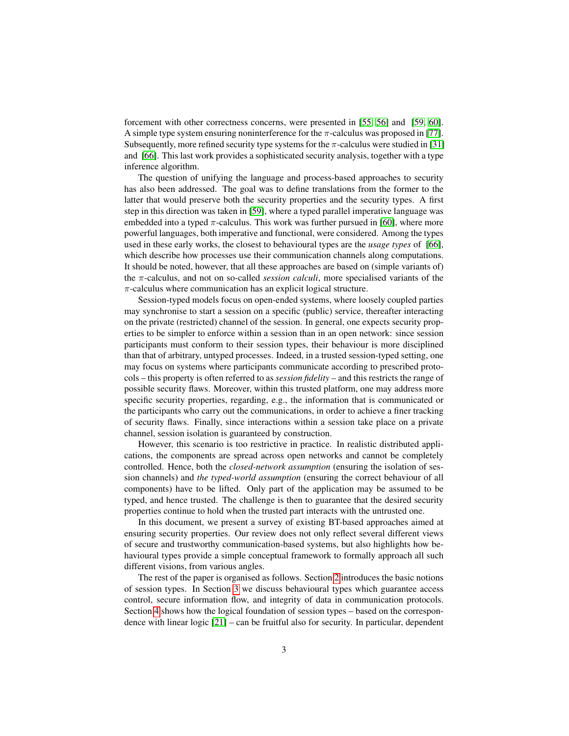forcement with other correctness concerns, were presented in [55, 56] and [59, 60]. A simple type system ensuring noninterference for the $\pi$-calculus was proposed in [77]. Subsequently, more refined security type systems for the $\pi$-calculus were studied in [31] and [66]. This last work provides a sophisticated security analysis, together with a type inference algorithm.

The question of unifying the language and process-based approaches to security has also been addressed. The goal was to define translations from the former to the latter that would preserve both the security properties and the security types. A first step in this direction was taken in [59], where a typed parallel imperative language was embedded into a typed $\pi$-calculus. This work was further pursued in [60], where more powerful languages, both imperative and functional, were considered. Among the types used in these early works, the closest to behavioural types are the *usage types* of [66], which describe how processes use their communication channels along computations. It should be noted, however, that all these approaches are based on (simple variants of) the $\pi$-calculus, and not on so-called *session calculi*, more specialised variants of the $\pi$-calculus where communication has an explicit logical structure.

Session-typed models focus on open-ended systems, where loosely coupled parties may synchronise to start a session on a specific (public) service, thereafter interacting on the private (restricted) channel of the session. In general, one expects security properties to be simpler to enforce within a session than in an open network: since session participants must conform to their session types, their behaviour is more disciplined than that of arbitrary, untyped processes. Indeed, in a trusted session-typed setting, one may focus on systems where participants communicate according to prescribed protocols – this property is often referred to as *session fidelity* – and this restricts the range of possible security flaws. Moreover, within this trusted platform, one may address more specific security properties, regarding, e.g., the information that is communicated or the participants who carry out the communications, in order to achieve a finer tracking of security flaws. Finally, since interactions within a session take place on a private channel, session isolation is guaranteed by construction.

However, this scenario is too restrictive in practice. In realistic distributed applications, the components are spread across open networks and cannot be completely controlled. Hence, both the *closed-network assumption* (ensuring the isolation of session channels) and *the typed-world assumption* (ensuring the correct behaviour of all components) have to be lifted. Only part of the application may be assumed to be typed, and hence trusted. The challenge is then to guarantee that the desired security properties continue to hold when the trusted part interacts with the untrusted one.

In this document, we present a survey of existing BT-based approaches aimed at ensuring security properties. Our review does not only reflect several different views of secure and trustworthy communication-based systems, but also highlights how behavioural types provide a simple conceptual framework to formally approach all such different visions, from various angles.

The rest of the paper is organised as follows. Section 2 introduces the basic notions of session types. In Section 3 we discuss behavioural types which guarantee access control, secure information flow, and integrity of data in communication protocols. Section 4 shows how the logical foundation of session types – based on the correspondence with linear logic [21] – can be fruitful also for security. In particular, dependent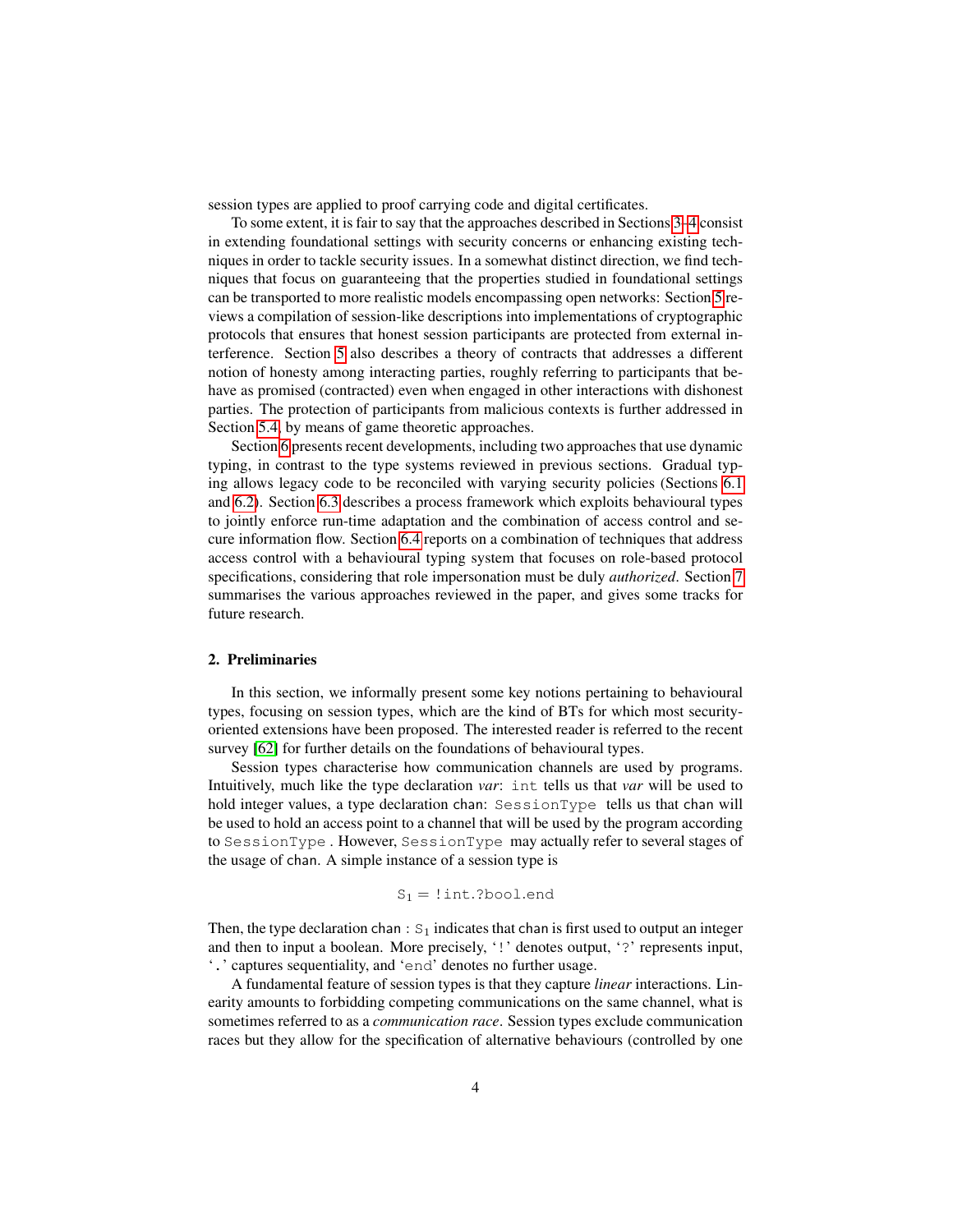session types are applied to proof carrying code and digital certificates.

To some extent, it is fair to say that the approaches described in Sections 3–4 consist in extending foundational settings with security concerns or enhancing existing techniques in order to tackle security issues. In a somewhat distinct direction, we find techniques that focus on guaranteeing that the properties studied in foundational settings can be transported to more realistic models encompassing open networks: Section 5 reviews a compilation of session-like descriptions into implementations of cryptographic protocols that ensures that honest session participants are protected from external interference. Section 5 also describes a theory of contracts that addresses a different notion of honesty among interacting parties, roughly referring to participants that behave as promised (contracted) even when engaged in other interactions with dishonest parties. The protection of participants from malicious contexts is further addressed in Section 5.4, by means of game theoretic approaches.

Section 6 presents recent developments, including two approaches that use dynamic typing, in contrast to the type systems reviewed in previous sections. Gradual typing allows legacy code to be reconciled with varying security policies (Sections 6.1 and 6.2). Section 6.3 describes a process framework which exploits behavioural types to jointly enforce run-time adaptation and the combination of access control and secure information flow. Section 6.4 reports on a combination of techniques that address access control with a behavioural typing system that focuses on role-based protocol specifications, considering that role impersonation must be duly *authorized*. Section 7 summarises the various approaches reviewed in the paper, and gives some tracks for future research.

## 2. Preliminaries

In this section, we informally present some key notions pertaining to behavioural types, focusing on session types, which are the kind of BTs for which most security-oriented extensions have been proposed. The interested reader is referred to the recent survey [62] for further details on the foundations of behavioural types.

Session types characterise how communication channels are used by programs. Intuitively, much like the type declaration *var*: `int` tells us that *var* will be used to hold integer values, a type declaration chan: `SessionType` tells us that chan will be used to hold an access point to a channel that will be used by the program according to `SessionType`. However, `SessionType` may actually refer to several stages of the usage of chan. A simple instance of a session type is

$$\mathtt{S}_1 = \mathtt{!int.?bool.end}$$

Then, the type declaration chan : $\mathtt{S}_1$ indicates that chan is first used to output an integer and then to input a boolean. More precisely, '`!`' denotes output, '`?`' represents input, '`.`' captures sequentiality, and '`end`' denotes no further usage.

A fundamental feature of session types is that they capture *linear* interactions. Linearity amounts to forbidding competing communications on the same channel, what is sometimes referred to as a *communication race*. Session types exclude communication races but they allow for the specification of alternative behaviours (controlled by one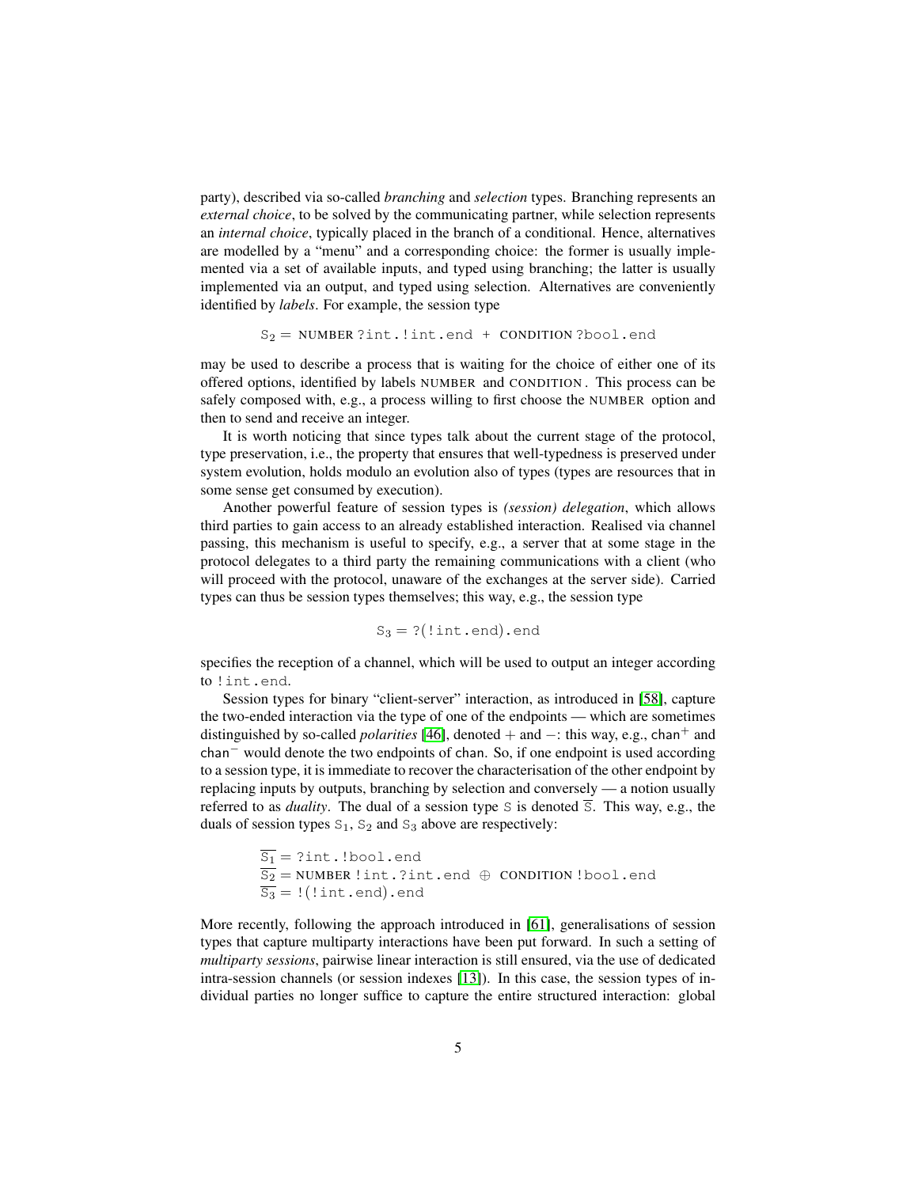party), described via so-called *branching* and *selection* types. Branching represents an *external choice*, to be solved by the communicating partner, while selection represents an *internal choice*, typically placed in the branch of a conditional. Hence, alternatives are modelled by a "menu" and a corresponding choice: the former is usually implemented via a set of available inputs, and typed using branching; the latter is usually implemented via an output, and typed using selection. Alternatives are conveniently identified by *labels*. For example, the session type

$$\mathtt{S}_2 = \text{NUMBER}\ \mathtt{?int.!int.end}\ +\ \text{CONDITION}\ \mathtt{?bool.end}$$

may be used to describe a process that is waiting for the choice of either one of its offered options, identified by labels NUMBER and CONDITION. This process can be safely composed with, e.g., a process willing to first choose the NUMBER option and then to send and receive an integer.

It is worth noticing that since types talk about the current stage of the protocol, type preservation, i.e., the property that ensures that well-typedness is preserved under system evolution, holds modulo an evolution also of types (types are resources that in some sense get consumed by execution).

Another powerful feature of session types is *(session) delegation*, which allows third parties to gain access to an already established interaction. Realised via channel passing, this mechanism is useful to specify, e.g., a server that at some stage in the protocol delegates to a third party the remaining communications with a client (who will proceed with the protocol, unaware of the exchanges at the server side). Carried types can thus be session types themselves; this way, e.g., the session type

$$\mathtt{S}_3 = \mathtt{?(!int.end).end}$$

specifies the reception of a channel, which will be used to output an integer according to `!int.end`.

Session types for binary "client-server" interaction, as introduced in [58], capture the two-ended interaction via the type of one of the endpoints — which are sometimes distinguished by so-called *polarities* [46], denoted $+$ and $-$: this way, e.g., $\mathsf{chan}^+$ and $\mathsf{chan}^-$ would denote the two endpoints of $\mathsf{chan}$. So, if one endpoint is used according to a session type, it is immediate to recover the characterisation of the other endpoint by replacing inputs by outputs, branching by selection and conversely — a notion usually referred to as *duality*. The dual of a session type $\mathtt{S}$ is denoted $\overline{\mathtt{S}}$. This way, e.g., the duals of session types $\mathtt{S}_1$, $\mathtt{S}_2$ and $\mathtt{S}_3$ above are respectively:

$$\overline{\mathtt{S}_1} = \mathtt{?int.!bool.end}$$
$$\overline{\mathtt{S}_2} = \text{NUMBER}\ \mathtt{!int.?int.end}\ \oplus\ \text{CONDITION}\ \mathtt{!bool.end}$$
$$\overline{\mathtt{S}_3} = \mathtt{!(!int.end).end}$$

More recently, following the approach introduced in [61], generalisations of session types that capture multiparty interactions have been put forward. In such a setting of *multiparty sessions*, pairwise linear interaction is still ensured, via the use of dedicated intra-session channels (or session indexes [13]). In this case, the session types of individual parties no longer suffice to capture the entire structured interaction: global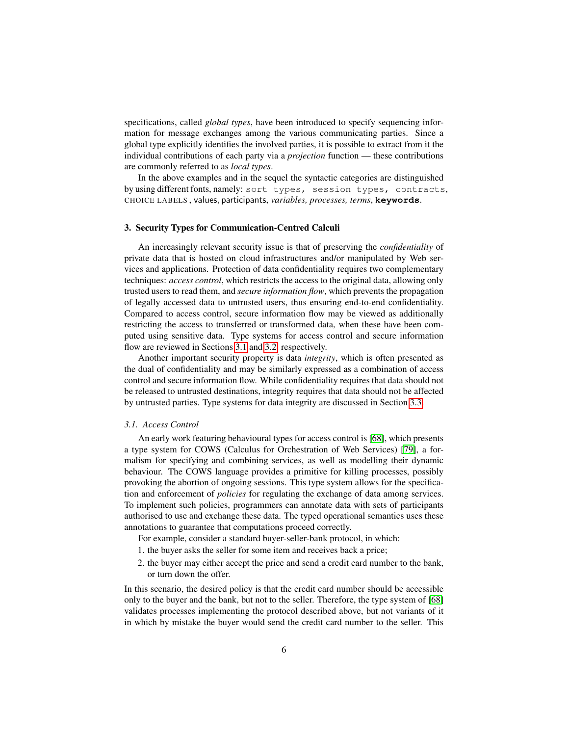specifications, called *global types*, have been introduced to specify sequencing information for message exchanges among the various communicating parties. Since a global type explicitly identifies the involved parties, it is possible to extract from it the individual contributions of each party via a *projection* function — these contributions are commonly referred to as *local types*.

In the above examples and in the sequel the syntactic categories are distinguished by using different fonts, namely: `sort types, session types, contracts`, CHOICE LABELS , values, participants, *variables, processes, terms*, **`keywords`**.

### 3. Security Types for Communication-Centred Calculi

An increasingly relevant security issue is that of preserving the *confidentiality* of private data that is hosted on cloud infrastructures and/or manipulated by Web services and applications. Protection of data confidentiality requires two complementary techniques: *access control*, which restricts the access to the original data, allowing only trusted users to read them, and *secure information flow*, which prevents the propagation of legally accessed data to untrusted users, thus ensuring end-to-end confidentiality. Compared to access control, secure information flow may be viewed as additionally restricting the access to transferred or transformed data, when these have been computed using sensitive data. Type systems for access control and secure information flow are reviewed in Sections 3.1 and 3.2, respectively.

Another important security property is data *integrity*, which is often presented as the dual of confidentiality and may be similarly expressed as a combination of access control and secure information flow. While confidentiality requires that data should not be released to untrusted destinations, integrity requires that data should not be affected by untrusted parties. Type systems for data integrity are discussed in Section 3.3.

#### *3.1. Access Control*

An early work featuring behavioural types for access control is [68], which presents a type system for COWS (Calculus for Orchestration of Web Services) [79], a formalism for specifying and combining services, as well as modelling their dynamic behaviour. The COWS language provides a primitive for killing processes, possibly provoking the abortion of ongoing sessions. This type system allows for the specification and enforcement of *policies* for regulating the exchange of data among services. To implement such policies, programmers can annotate data with sets of participants authorised to use and exchange these data. The typed operational semantics uses these annotations to guarantee that computations proceed correctly.

For example, consider a standard buyer-seller-bank protocol, in which:

1. the buyer asks the seller for some item and receives back a price;
2. the buyer may either accept the price and send a credit card number to the bank, or turn down the offer.

In this scenario, the desired policy is that the credit card number should be accessible only to the buyer and the bank, but not to the seller. Therefore, the type system of [68] validates processes implementing the protocol described above, but not variants of it in which by mistake the buyer would send the credit card number to the seller. This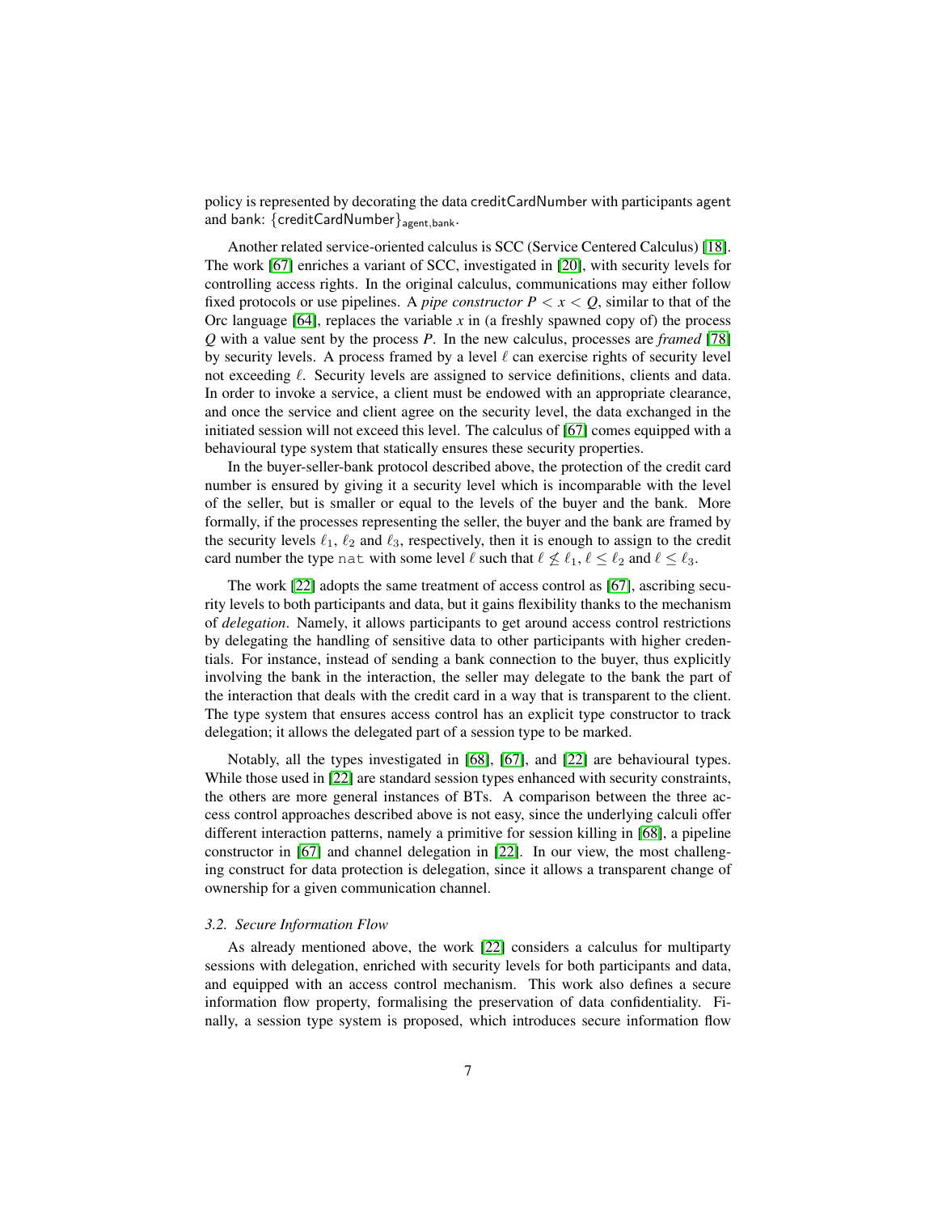policy is represented by decorating the data creditCardNumber with participants agent and bank: $\{\text{creditCardNumber}\}_{\text{agent,bank}}$.

Another related service-oriented calculus is SCC (Service Centered Calculus) [18]. The work [67] enriches a variant of SCC, investigated in [20], with security levels for controlling access rights. In the original calculus, communications may either follow fixed protocols or use pipelines. A *pipe constructor* $P < x < Q$, similar to that of the Orc language [64], replaces the variable $x$ in (a freshly spawned copy of) the process $Q$ with a value sent by the process $P$. In the new calculus, processes are *framed* [78] by security levels. A process framed by a level $\ell$ can exercise rights of security level not exceeding $\ell$. Security levels are assigned to service definitions, clients and data. In order to invoke a service, a client must be endowed with an appropriate clearance, and once the service and client agree on the security level, the data exchanged in the initiated session will not exceed this level. The calculus of [67] comes equipped with a behavioural type system that statically ensures these security properties.

In the buyer-seller-bank protocol described above, the protection of the credit card number is ensured by giving it a security level which is incomparable with the level of the seller, but is smaller or equal to the levels of the buyer and the bank. More formally, if the processes representing the seller, the buyer and the bank are framed by the security levels $\ell_1$, $\ell_2$ and $\ell_3$, respectively, then it is enough to assign to the credit card number the type $\mathtt{nat}$ with some level $\ell$ such that $\ell \not\leq \ell_1$, $\ell \leq \ell_2$ and $\ell \leq \ell_3$.

The work [22] adopts the same treatment of access control as [67], ascribing security levels to both participants and data, but it gains flexibility thanks to the mechanism of *delegation*. Namely, it allows participants to get around access control restrictions by delegating the handling of sensitive data to other participants with higher credentials. For instance, instead of sending a bank connection to the buyer, thus explicitly involving the bank in the interaction, the seller may delegate to the bank the part of the interaction that deals with the credit card in a way that is transparent to the client. The type system that ensures access control has an explicit type constructor to track delegation; it allows the delegated part of a session type to be marked.

Notably, all the types investigated in [68], [67], and [22] are behavioural types. While those used in [22] are standard session types enhanced with security constraints, the others are more general instances of BTs. A comparison between the three access control approaches described above is not easy, since the underlying calculi offer different interaction patterns, namely a primitive for session killing in [68], a pipeline constructor in [67] and channel delegation in [22]. In our view, the most challenging construct for data protection is delegation, since it allows a transparent change of ownership for a given communication channel.

### *3.2. Secure Information Flow*

As already mentioned above, the work [22] considers a calculus for multiparty sessions with delegation, enriched with security levels for both participants and data, and equipped with an access control mechanism. This work also defines a secure information flow property, formalising the preservation of data confidentiality. Finally, a session type system is proposed, which introduces secure information flow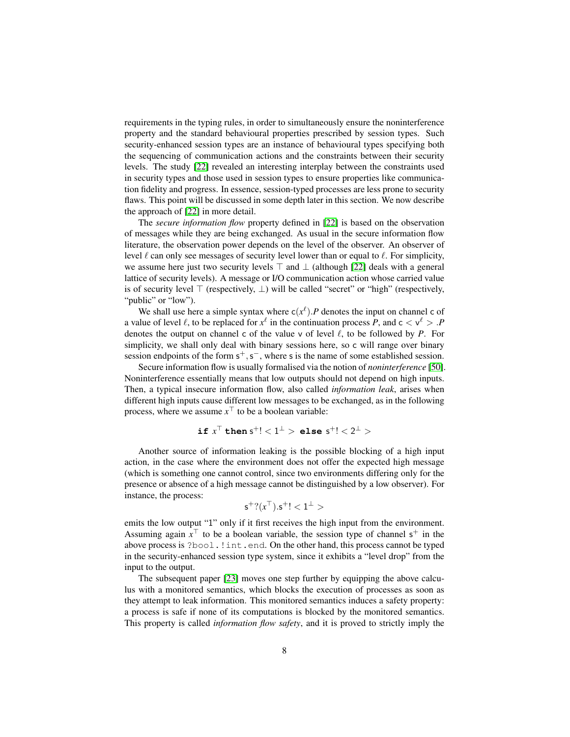requirements in the typing rules, in order to simultaneously ensure the noninterference property and the standard behavioural properties prescribed by session types. Such security-enhanced session types are an instance of behavioural types specifying both the sequencing of communication actions and the constraints between their security levels. The study [22] revealed an interesting interplay between the constraints used in security types and those used in session types to ensure properties like communication fidelity and progress. In essence, session-typed processes are less prone to security flaws. This point will be discussed in some depth later in this section. We now describe the approach of [22] in more detail.

The *secure information flow* property defined in [22] is based on the observation of messages while they are being exchanged. As usual in the secure information flow literature, the observation power depends on the level of the observer. An observer of level $\ell$ can only see messages of security level lower than or equal to $\ell$. For simplicity, we assume here just two security levels $\top$ and $\bot$ (although [22] deals with a general lattice of security levels). A message or I/O communication action whose carried value is of security level $\top$ (respectively, $\bot$) will be called "secret" or "high" (respectively, "public" or "low").

We shall use here a simple syntax where $\mathsf{c}(x^\ell).P$ denotes the input on channel $\mathsf{c}$ of a value of level $\ell$, to be replaced for $x^\ell$ in the continuation process $P$, and $\mathsf{c} < \mathsf{v}^\ell > .P$ denotes the output on channel $\mathsf{c}$ of the value $\mathsf{v}$ of level $\ell$, to be followed by $P$. For simplicity, we shall only deal with binary sessions here, so $\mathsf{c}$ will range over binary session endpoints of the form $\mathsf{s}^+, \mathsf{s}^-$, where $\mathsf{s}$ is the name of some established session.

Secure information flow is usually formalised via the notion of *noninterference* [50]. Noninterference essentially means that low outputs should not depend on high inputs. Then, a typical insecure information flow, also called *information leak*, arises when different high inputs cause different low messages to be exchanged, as in the following process, where we assume $x^\top$ to be a boolean variable:

$$\textbf{if } x^\top \textbf{ then } \mathsf{s}^+! < 1^\bot > \textbf{ else } \mathsf{s}^+! < 2^\bot >$$

Another source of information leaking is the possible blocking of a high input action, in the case where the environment does not offer the expected high message (which is something one cannot control, since two environments differing only for the presence or absence of a high message cannot be distinguished by a low observer). For instance, the process:

$$\mathsf{s}^+?(x^\top).\mathsf{s}^+! < 1^\bot >$$

emits the low output "1" only if it first receives the high input from the environment. Assuming again $x^\top$ to be a boolean variable, the session type of channel $\mathsf{s}^+$ in the above process is `?bool.!int.end`. On the other hand, this process cannot be typed in the security-enhanced session type system, since it exhibits a "level drop" from the input to the output.

The subsequent paper [23] moves one step further by equipping the above calculus with a monitored semantics, which blocks the execution of processes as soon as they attempt to leak information. This monitored semantics induces a safety property: a process is safe if none of its computations is blocked by the monitored semantics. This property is called *information flow safety*, and it is proved to strictly imply the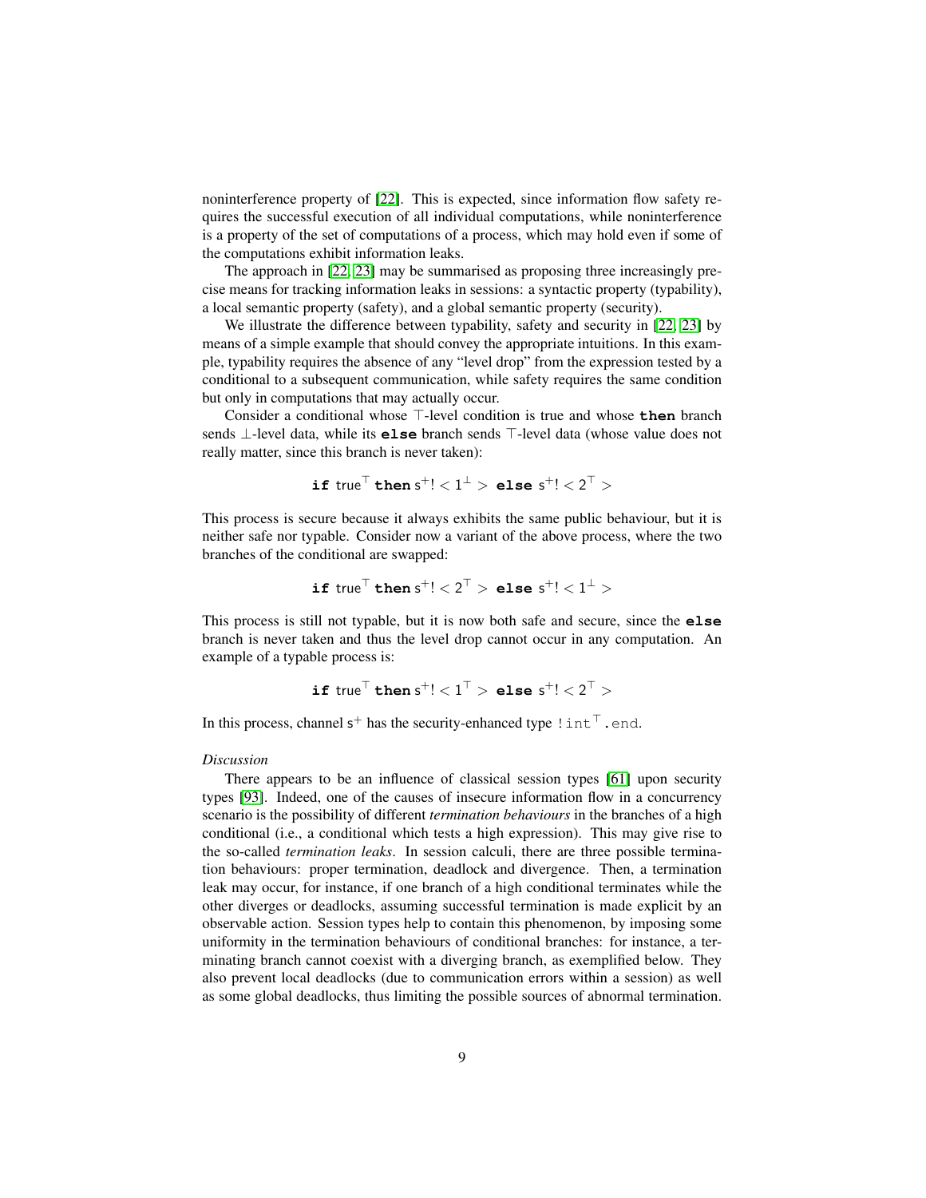noninterference property of [22]. This is expected, since information flow safety requires the successful execution of all individual computations, while noninterference is a property of the set of computations of a process, which may hold even if some of the computations exhibit information leaks.

The approach in [22, 23] may be summarised as proposing three increasingly precise means for tracking information leaks in sessions: a syntactic property (typability), a local semantic property (safety), and a global semantic property (security).

We illustrate the difference between typability, safety and security in [22, 23] by means of a simple example that should convey the appropriate intuitions. In this example, typability requires the absence of any "level drop" from the expression tested by a conditional to a subsequent communication, while safety requires the same condition but only in computations that may actually occur.

Consider a conditional whose $\top$-level condition is true and whose **then** branch sends $\bot$-level data, while its **else** branch sends $\top$-level data (whose value does not really matter, since this branch is never taken):

$$\textbf{if } \mathsf{true}^{\top} \textbf{ then } \mathsf{s}^{+}! < 1^{\bot} > \textbf{ else } \mathsf{s}^{+}! < 2^{\top} >$$

This process is secure because it always exhibits the same public behaviour, but it is neither safe nor typable. Consider now a variant of the above process, where the two branches of the conditional are swapped:

$$\textbf{if } \mathsf{true}^{\top} \textbf{ then } \mathsf{s}^{+}! < 2^{\top} > \textbf{ else } \mathsf{s}^{+}! < 1^{\bot} >$$

This process is still not typable, but it is now both safe and secure, since the **else** branch is never taken and thus the level drop cannot occur in any computation. An example of a typable process is:

$$\textbf{if } \mathsf{true}^{\top} \textbf{ then } \mathsf{s}^{+}! < 1^{\top} > \textbf{ else } \mathsf{s}^{+}! < 2^{\top} >$$

In this process, channel $\mathsf{s}^{+}$ has the security-enhanced type $!\,\mathtt{int}^{\top}.\mathtt{end}$.

*Discussion*

There appears to be an influence of classical session types [61] upon security types [93]. Indeed, one of the causes of insecure information flow in a concurrency scenario is the possibility of different *termination behaviours* in the branches of a high conditional (i.e., a conditional which tests a high expression). This may give rise to the so-called *termination leaks*. In session calculi, there are three possible termination behaviours: proper termination, deadlock and divergence. Then, a termination leak may occur, for instance, if one branch of a high conditional terminates while the other diverges or deadlocks, assuming successful termination is made explicit by an observable action. Session types help to contain this phenomenon, by imposing some uniformity in the termination behaviours of conditional branches: for instance, a terminating branch cannot coexist with a diverging branch, as exemplified below. They also prevent local deadlocks (due to communication errors within a session) as well as some global deadlocks, thus limiting the possible sources of abnormal termination.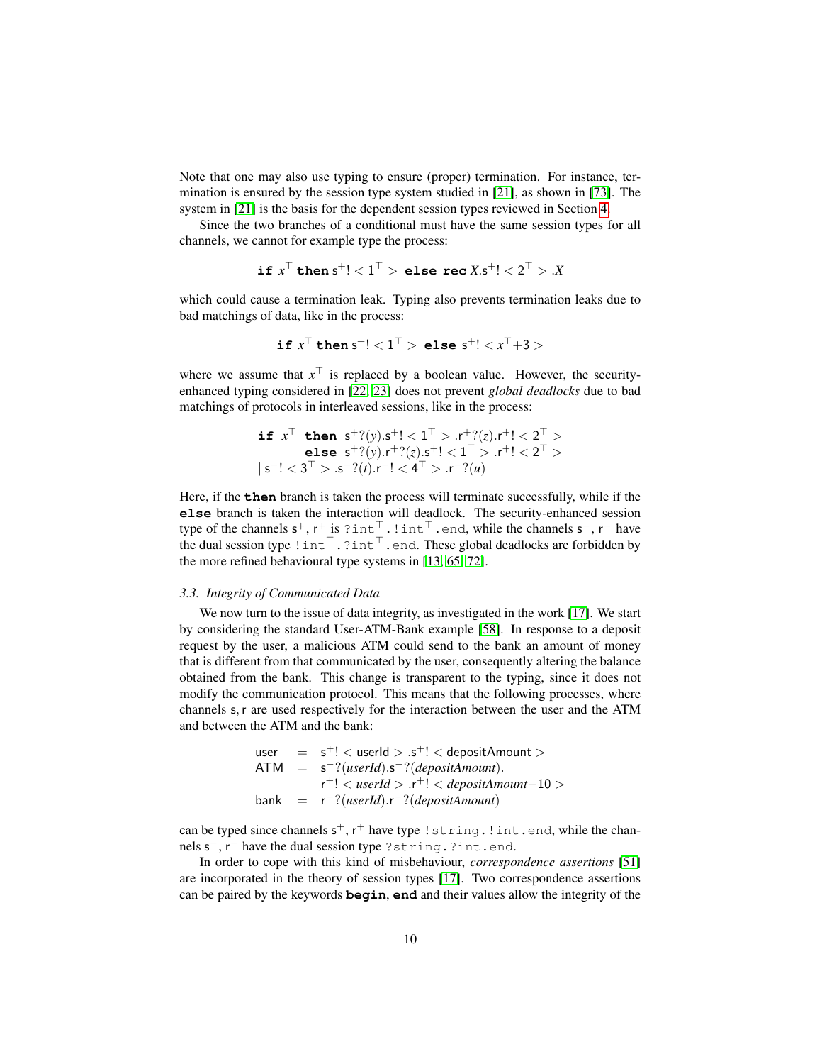Note that one may also use typing to ensure (proper) termination. For instance, termination is ensured by the session type system studied in [21], as shown in [73]. The system in [21] is the basis for the dependent session types reviewed in Section 4.

Since the two branches of a conditional must have the same session types for all channels, we cannot for example type the process:

$$\mathtt{if}\ x^{\top}\ \mathtt{then}\ \mathsf{s}^{+}! < 1^{\top} >\ \mathtt{else}\ \mathtt{rec}\ X.\mathsf{s}^{+}! < 2^{\top} > .X$$

which could cause a termination leak. Typing also prevents termination leaks due to bad matchings of data, like in the process:

$$\mathtt{if}\ x^{\top}\ \mathtt{then}\ \mathsf{s}^{+}! < 1^{\top} >\ \mathtt{else}\ \mathsf{s}^{+}! < x^{\top}{+}3 >$$

where we assume that $x^{\top}$ is replaced by a boolean value. However, the security-enhanced typing considered in [22, 23] does not prevent *global deadlocks* due to bad matchings of protocols in interleaved sessions, like in the process:

$$\begin{array}{l}\mathtt{if}\ x^{\top}\ \ \mathtt{then}\ \ \mathsf{s}^{+}?(y).\mathsf{s}^{+}! < 1^{\top} > .\mathsf{r}^{+}?(z).\mathsf{r}^{+}! < 2^{\top} > \\ \qquad\quad\ \ \mathtt{else}\ \ \mathsf{s}^{+}?(y).\mathsf{r}^{+}?(z).\mathsf{s}^{+}! < 1^{\top} > .\mathsf{r}^{+}! < 2^{\top} > \\ \mid \mathsf{s}^{-}! < 3^{\top} > .\mathsf{s}^{-}?(t).\mathsf{r}^{-}! < 4^{\top} > .\mathsf{r}^{-}?(u)\end{array}$$

Here, if the **then** branch is taken the process will terminate successfully, while if the **else** branch is taken the interaction will deadlock. The security-enhanced session type of the channels $\mathsf{s}^{+}$, $\mathsf{r}^{+}$ is $?\mathtt{int}^{\top}.!\mathtt{int}^{\top}.\mathtt{end}$, while the channels $\mathsf{s}^{-}$, $\mathsf{r}^{-}$ have the dual session type $!\mathtt{int}^{\top}.?\mathtt{int}^{\top}.\mathtt{end}$. These global deadlocks are forbidden by the more refined behavioural type systems in [13, 65, 72].

### *3.3. Integrity of Communicated Data*

We now turn to the issue of data integrity, as investigated in the work [17]. We start by considering the standard User-ATM-Bank example [58]. In response to a deposit request by the user, a malicious ATM could send to the bank an amount of money that is different from that communicated by the user, consequently altering the balance obtained from the bank. This change is transparent to the typing, since it does not modify the communication protocol. This means that the following processes, where channels $\mathsf{s}, \mathsf{r}$ are used respectively for the interaction between the user and the ATM and between the ATM and the bank:

$$\begin{array}{lcl}\mathsf{user} & = & \mathsf{s}^{+}! < \mathsf{userId} > .\mathsf{s}^{+}! < \mathsf{depositAmount} > \\ \mathsf{ATM} & = & \mathsf{s}^{-}?(\mathit{userId}).\mathsf{s}^{-}?(\mathit{depositAmount}). \\ & & \mathsf{r}^{+}! < \mathit{userId} > .\mathsf{r}^{+}! < \mathit{depositAmount}{-}10 > \\ \mathsf{bank} & = & \mathsf{r}^{-}?(\mathit{userId}).\mathsf{r}^{-}?(\mathit{depositAmount})\end{array}$$

can be typed since channels $\mathsf{s}^{+}$, $\mathsf{r}^{+}$ have type $!\mathtt{string}.!\mathtt{int}.\mathtt{end}$, while the channels $\mathsf{s}^{-}$, $\mathsf{r}^{-}$ have the dual session type $?\mathtt{string}.?\mathtt{int}.\mathtt{end}$.

In order to cope with this kind of misbehaviour, *correspondence assertions* [51] are incorporated in the theory of session types [17]. Two correspondence assertions can be paired by the keywords **begin**, **end** and their values allow the integrity of the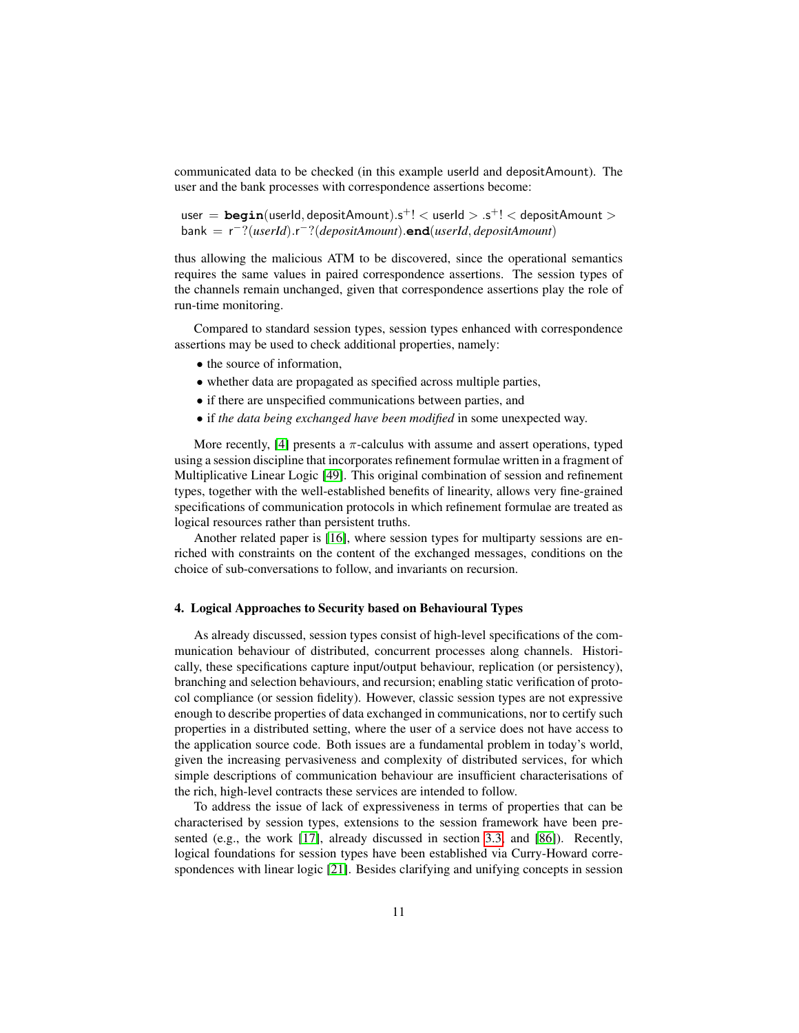communicated data to be checked (in this example userId and depositAmount). The user and the bank processes with correspondence assertions become:

$$\mathsf{user} = \mathbf{begin}(\mathsf{userId}, \mathsf{depositAmount}).\mathsf{s}^{+}! < \mathsf{userId} > .\mathsf{s}^{+}! < \mathsf{depositAmount} >$$
$$\mathsf{bank} = \mathsf{r}^{-}?(\mathit{userId}).\mathsf{r}^{-}?(\mathit{depositAmount}).\mathbf{end}(\mathit{userId}, \mathit{depositAmount})$$

thus allowing the malicious ATM to be discovered, since the operational semantics requires the same values in paired correspondence assertions. The session types of the channels remain unchanged, given that correspondence assertions play the role of run-time monitoring.

Compared to standard session types, session types enhanced with correspondence assertions may be used to check additional properties, namely:

- the source of information,
- whether data are propagated as specified across multiple parties,
- if there are unspecified communications between parties, and
- if *the data being exchanged have been modified* in some unexpected way.

More recently, [4] presents a $\pi$-calculus with assume and assert operations, typed using a session discipline that incorporates refinement formulae written in a fragment of Multiplicative Linear Logic [49]. This original combination of session and refinement types, together with the well-established benefits of linearity, allows very fine-grained specifications of communication protocols in which refinement formulae are treated as logical resources rather than persistent truths.

Another related paper is [16], where session types for multiparty sessions are enriched with constraints on the content of the exchanged messages, conditions on the choice of sub-conversations to follow, and invariants on recursion.

## 4. Logical Approaches to Security based on Behavioural Types

As already discussed, session types consist of high-level specifications of the communication behaviour of distributed, concurrent processes along channels. Historically, these specifications capture input/output behaviour, replication (or persistency), branching and selection behaviours, and recursion; enabling static verification of protocol compliance (or session fidelity). However, classic session types are not expressive enough to describe properties of data exchanged in communications, nor to certify such properties in a distributed setting, where the user of a service does not have access to the application source code. Both issues are a fundamental problem in today's world, given the increasing pervasiveness and complexity of distributed services, for which simple descriptions of communication behaviour are insufficient characterisations of the rich, high-level contracts these services are intended to follow.

To address the issue of lack of expressiveness in terms of properties that can be characterised by session types, extensions to the session framework have been presented (e.g., the work [17], already discussed in section 3.3, and [86]). Recently, logical foundations for session types have been established via Curry-Howard correspondences with linear logic [21]. Besides clarifying and unifying concepts in session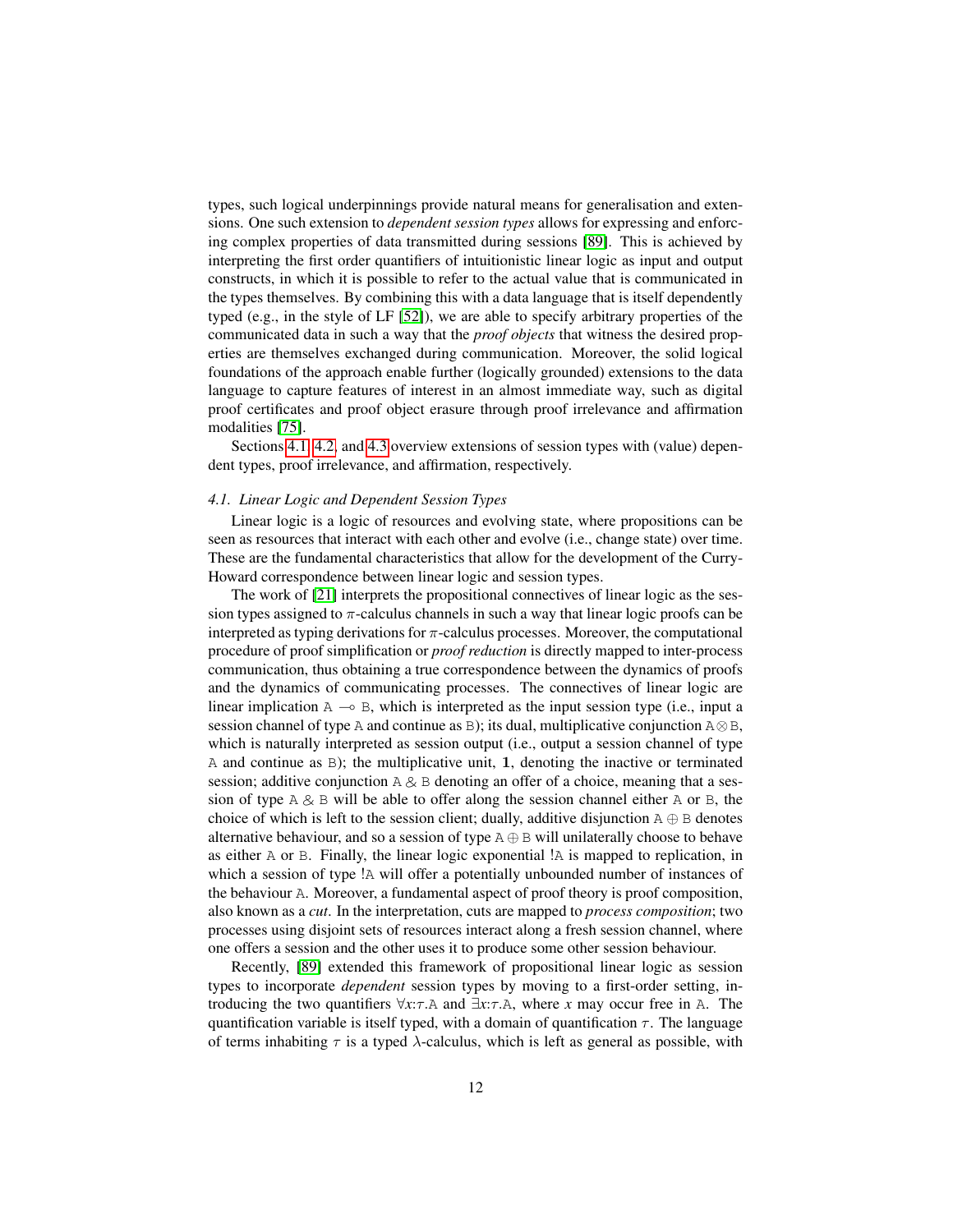types, such logical underpinnings provide natural means for generalisation and extensions. One such extension to *dependent session types* allows for expressing and enforcing complex properties of data transmitted during sessions [89]. This is achieved by interpreting the first order quantifiers of intuitionistic linear logic as input and output constructs, in which it is possible to refer to the actual value that is communicated in the types themselves. By combining this with a data language that is itself dependently typed (e.g., in the style of LF [52]), we are able to specify arbitrary properties of the communicated data in such a way that the *proof objects* that witness the desired properties are themselves exchanged during communication. Moreover, the solid logical foundations of the approach enable further (logically grounded) extensions to the data language to capture features of interest in an almost immediate way, such as digital proof certificates and proof object erasure through proof irrelevance and affirmation modalities [75].

Sections 4.1, 4.2, and 4.3 overview extensions of session types with (value) dependent types, proof irrelevance, and affirmation, respectively.

### *4.1. Linear Logic and Dependent Session Types*

Linear logic is a logic of resources and evolving state, where propositions can be seen as resources that interact with each other and evolve (i.e., change state) over time. These are the fundamental characteristics that allow for the development of the Curry-Howard correspondence between linear logic and session types.

The work of [21] interprets the propositional connectives of linear logic as the session types assigned to $\pi$-calculus channels in such a way that linear logic proofs can be interpreted as typing derivations for $\pi$-calculus processes. Moreover, the computational procedure of proof simplification or *proof reduction* is directly mapped to inter-process communication, thus obtaining a true correspondence between the dynamics of proofs and the dynamics of communicating processes. The connectives of linear logic are linear implication $\mathtt{A} \multimap \mathtt{B}$, which is interpreted as the input session type (i.e., input a session channel of type $\mathtt{A}$ and continue as $\mathtt{B}$); its dual, multiplicative conjunction $\mathtt{A} \otimes \mathtt{B}$, which is naturally interpreted as session output (i.e., output a session channel of type $\mathtt{A}$ and continue as $\mathtt{B}$); the multiplicative unit, $\mathbf{1}$, denoting the inactive or terminated session; additive conjunction $\mathtt{A} \mathbin{\&} \mathtt{B}$ denoting an offer of a choice, meaning that a session of type $\mathtt{A} \mathbin{\&} \mathtt{B}$ will be able to offer along the session channel either $\mathtt{A}$ or $\mathtt{B}$, the choice of which is left to the session client; dually, additive disjunction $\mathtt{A} \oplus \mathtt{B}$ denotes alternative behaviour, and so a session of type $\mathtt{A} \oplus \mathtt{B}$ will unilaterally choose to behave as either $\mathtt{A}$ or $\mathtt{B}$. Finally, the linear logic exponential $!\mathtt{A}$ is mapped to replication, in which a session of type $!\mathtt{A}$ will offer a potentially unbounded number of instances of the behaviour $\mathtt{A}$. Moreover, a fundamental aspect of proof theory is proof composition, also known as a *cut*. In the interpretation, cuts are mapped to *process composition*; two processes using disjoint sets of resources interact along a fresh session channel, where one offers a session and the other uses it to produce some other session behaviour.

Recently, [89] extended this framework of propositional linear logic as session types to incorporate *dependent* session types by moving to a first-order setting, introducing the two quantifiers $\forall x{:}\tau.\mathtt{A}$ and $\exists x{:}\tau.\mathtt{A}$, where $x$ may occur free in $\mathtt{A}$. The quantification variable is itself typed, with a domain of quantification $\tau$. The language of terms inhabiting $\tau$ is a typed $\lambda$-calculus, which is left as general as possible, with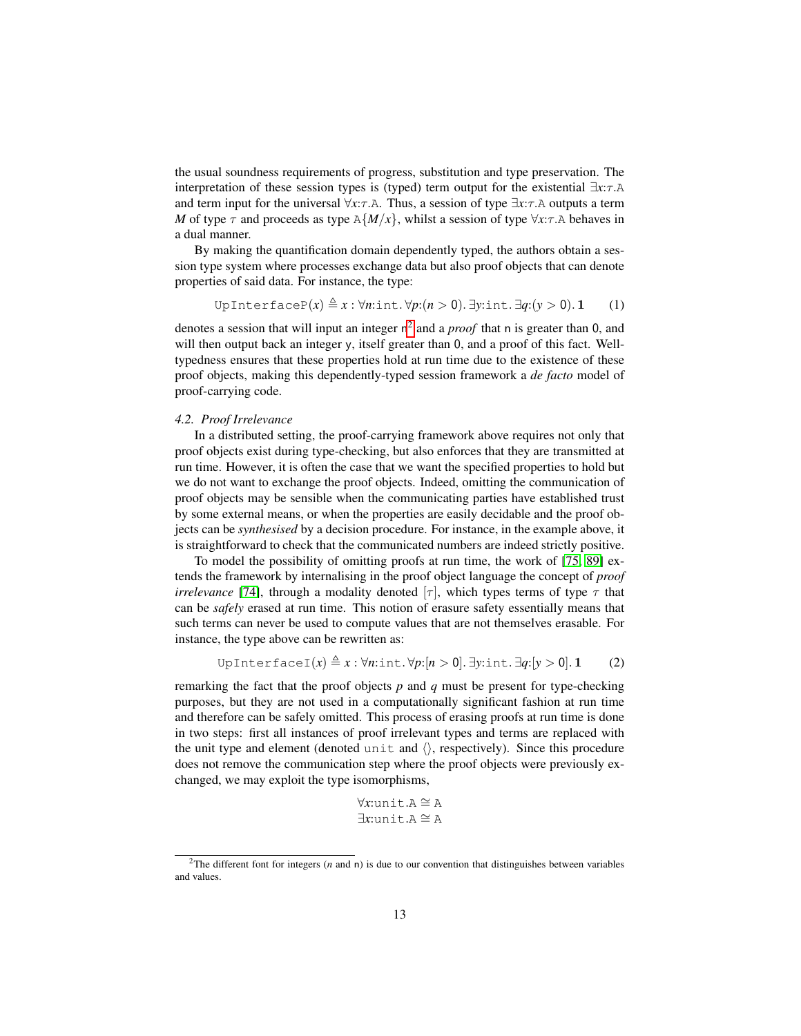the usual soundness requirements of progress, substitution and type preservation. The interpretation of these session types is (typed) term output for the existential $\exists x{:}\tau.\mathtt{A}$ and term input for the universal $\forall x{:}\tau.\mathtt{A}$. Thus, a session of type $\exists x{:}\tau.\mathtt{A}$ outputs a term $M$ of type $\tau$ and proceeds as type $\mathtt{A}\{M/x\}$, whilst a session of type $\forall x{:}\tau.\mathtt{A}$ behaves in a dual manner.

By making the quantification domain dependently typed, the authors obtain a session type system where processes exchange data but also proof objects that can denote properties of said data. For instance, the type:

$$\mathtt{UpInterfaceP}(x) \triangleq x : \forall n{:}\mathtt{int}.\, \forall p{:}(n > 0).\, \exists y{:}\mathtt{int}.\, \exists q{:}(y > 0).\, \mathbf{1} \tag{1}$$

denotes a session that will input an integer $\mathsf{n}$[2] and a *proof* that $\mathsf{n}$ is greater than $0$, and will then output back an integer $\mathsf{y}$, itself greater than $0$, and a proof of this fact. Well-typedness ensures that these properties hold at run time due to the existence of these proof objects, making this dependently-typed session framework a *de facto* model of proof-carrying code.

### 4.2. Proof Irrelevance

In a distributed setting, the proof-carrying framework above requires not only that proof objects exist during type-checking, but also enforces that they are transmitted at run time. However, it is often the case that we want the specified properties to hold but we do not want to exchange the proof objects. Indeed, omitting the communication of proof objects may be sensible when the communicating parties have established trust by some external means, or when the properties are easily decidable and the proof objects can be *synthesised* by a decision procedure. For instance, in the example above, it is straightforward to check that the communicated numbers are indeed strictly positive.

To model the possibility of omitting proofs at run time, the work of [75, 89] extends the framework by internalising in the proof object language the concept of *proof irrelevance* [74], through a modality denoted $[\tau]$, which types terms of type $\tau$ that can be *safely* erased at run time. This notion of erasure safety essentially means that such terms can never be used to compute values that are not themselves erasable. For instance, the type above can be rewritten as:

$$\mathtt{UpInterfaceI}(x) \triangleq x : \forall n{:}\mathtt{int}.\, \forall p{:}[n > 0].\, \exists y{:}\mathtt{int}.\, \exists q{:}[y > 0].\, \mathbf{1} \tag{2}$$

remarking the fact that the proof objects $p$ and $q$ must be present for type-checking purposes, but they are not used in a computationally significant fashion at run time and therefore can be safely omitted. This process of erasing proofs at run time is done in two steps: first all instances of proof irrelevant types and terms are replaced with the unit type and element (denoted $\mathtt{unit}$ and $\langle\rangle$, respectively). Since this procedure does not remove the communication step where the proof objects were previously exchanged, we may exploit the type isomorphisms,

$$\forall x{:}\mathtt{unit}.\mathtt{A} \cong \mathtt{A}$$
$$\exists x{:}\mathtt{unit}.\mathtt{A} \cong \mathtt{A}$$

[2] The different font for integers ($n$ and $\mathsf{n}$) is due to our convention that distinguishes between variables and values.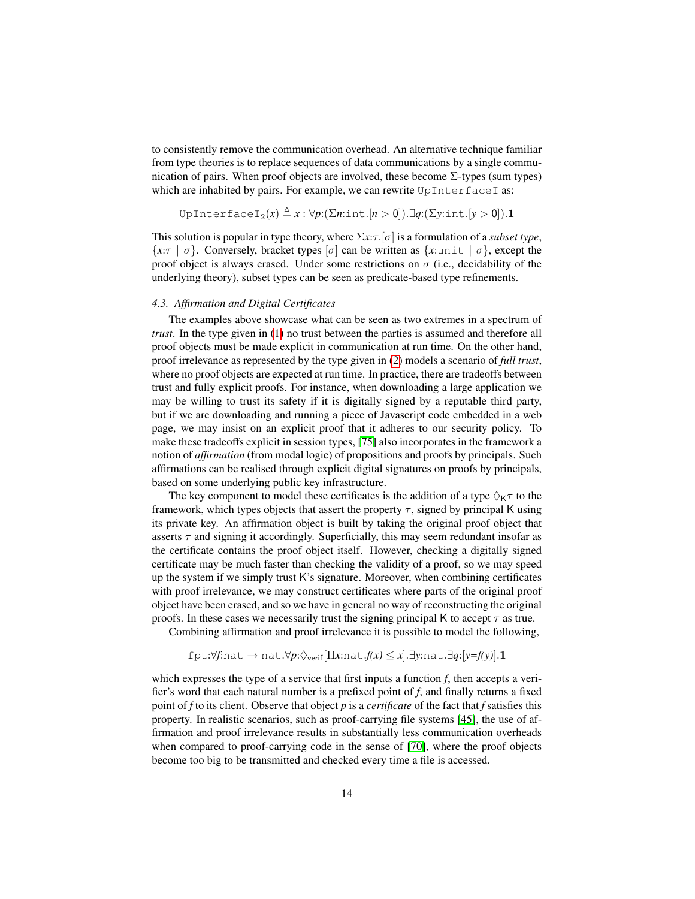to consistently remove the communication overhead. An alternative technique familiar from type theories is to replace sequences of data communications by a single communication of pairs. When proof objects are involved, these become $\Sigma$-types (sum types) which are inhabited by pairs. For example, we can rewrite `UpInterfaceI` as:

$$\texttt{UpInterfaceI}_2(x) \triangleq x : \forall p{:}(\Sigma n{:}\texttt{int}.[n > 0]).\exists q{:}(\Sigma y{:}\texttt{int}.[y > 0]).\mathbf{1}$$

This solution is popular in type theory, where $\Sigma x{:}\tau.[\sigma]$ is a formulation of a *subset type*, $\{x{:}\tau \mid \sigma\}$. Conversely, bracket types $[\sigma]$ can be written as $\{x{:}\texttt{unit} \mid \sigma\}$, except the proof object is always erased. Under some restrictions on $\sigma$ (i.e., decidability of the underlying theory), subset types can be seen as predicate-based type refinements.

### *4.3. Affirmation and Digital Certificates*

The examples above showcase what can be seen as two extremes in a spectrum of *trust*. In the type given in (1) no trust between the parties is assumed and therefore all proof objects must be made explicit in communication at run time. On the other hand, proof irrelevance as represented by the type given in (2) models a scenario of *full trust*, where no proof objects are expected at run time. In practice, there are tradeoffs between trust and fully explicit proofs. For instance, when downloading a large application we may be willing to trust its safety if it is digitally signed by a reputable third party, but if we are downloading and running a piece of Javascript code embedded in a web page, we may insist on an explicit proof that it adheres to our security policy. To make these tradeoffs explicit in session types, [75] also incorporates in the framework a notion of *affirmation* (from modal logic) of propositions and proofs by principals. Such affirmations can be realised through explicit digital signatures on proofs by principals, based on some underlying public key infrastructure.

The key component to model these certificates is the addition of a type $\Diamond_{\mathsf{K}}\tau$ to the framework, which types objects that assert the property $\tau$, signed by principal $\mathsf{K}$ using its private key. An affirmation object is built by taking the original proof object that asserts $\tau$ and signing it accordingly. Superficially, this may seem redundant insofar as the certificate contains the proof object itself. However, checking a digitally signed certificate may be much faster than checking the validity of a proof, so we may speed up the system if we simply trust $\mathsf{K}$'s signature. Moreover, when combining certificates with proof irrelevance, we may construct certificates where parts of the original proof object have been erased, and so we have in general no way of reconstructing the original proofs. In these cases we necessarily trust the signing principal $\mathsf{K}$ to accept $\tau$ as true.

Combining affirmation and proof irrelevance it is possible to model the following,

$$\texttt{fpt}{:}\forall f{:}\texttt{nat} \to \texttt{nat}.\forall p{:}\Diamond_{\mathsf{verif}}[\Pi x{:}\texttt{nat}.f(x) \leq x].\exists y{:}\texttt{nat}.\exists q{:}[y{=}f(y)].\mathbf{1}$$

which expresses the type of a service that first inputs a function $f$, then accepts a verifier's word that each natural number is a prefixed point of $f$, and finally returns a fixed point of $f$ to its client. Observe that object $p$ is a *certificate* of the fact that $f$ satisfies this property. In realistic scenarios, such as proof-carrying file systems [45], the use of affirmation and proof irrelevance results in substantially less communication overheads when compared to proof-carrying code in the sense of [70], where the proof objects become too big to be transmitted and checked every time a file is accessed.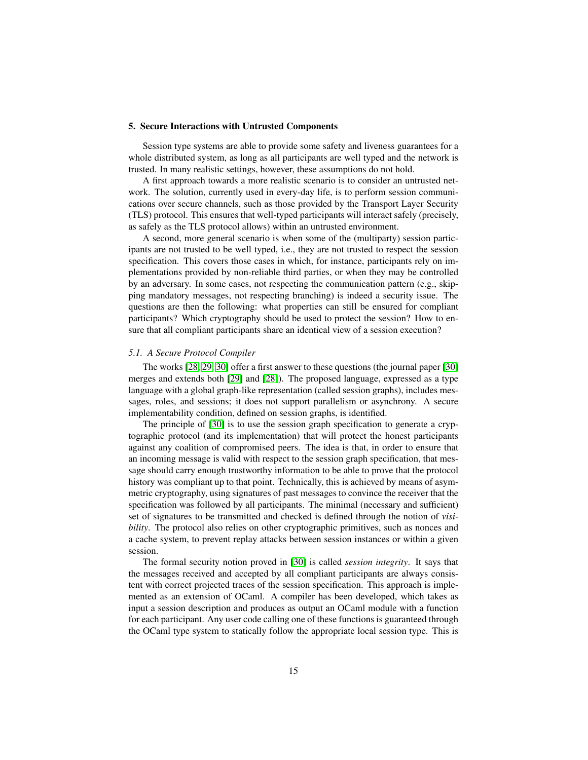## 5. Secure Interactions with Untrusted Components

Session type systems are able to provide some safety and liveness guarantees for a whole distributed system, as long as all participants are well typed and the network is trusted. In many realistic settings, however, these assumptions do not hold.

A first approach towards a more realistic scenario is to consider an untrusted network. The solution, currently used in every-day life, is to perform session communications over secure channels, such as those provided by the Transport Layer Security (TLS) protocol. This ensures that well-typed participants will interact safely (precisely, as safely as the TLS protocol allows) within an untrusted environment.

A second, more general scenario is when some of the (multiparty) session participants are not trusted to be well typed, i.e., they are not trusted to respect the session specification. This covers those cases in which, for instance, participants rely on implementations provided by non-reliable third parties, or when they may be controlled by an adversary. In some cases, not respecting the communication pattern (e.g., skipping mandatory messages, not respecting branching) is indeed a security issue. The questions are then the following: what properties can still be ensured for compliant participants? Which cryptography should be used to protect the session? How to ensure that all compliant participants share an identical view of a session execution?

### *5.1. A Secure Protocol Compiler*

The works [28, 29, 30] offer a first answer to these questions (the journal paper [30] merges and extends both [29] and [28]). The proposed language, expressed as a type language with a global graph-like representation (called session graphs), includes messages, roles, and sessions; it does not support parallelism or asynchrony. A secure implementability condition, defined on session graphs, is identified.

The principle of [30] is to use the session graph specification to generate a cryptographic protocol (and its implementation) that will protect the honest participants against any coalition of compromised peers. The idea is that, in order to ensure that an incoming message is valid with respect to the session graph specification, that message should carry enough trustworthy information to be able to prove that the protocol history was compliant up to that point. Technically, this is achieved by means of asymmetric cryptography, using signatures of past messages to convince the receiver that the specification was followed by all participants. The minimal (necessary and sufficient) set of signatures to be transmitted and checked is defined through the notion of *visibility*. The protocol also relies on other cryptographic primitives, such as nonces and a cache system, to prevent replay attacks between session instances or within a given session.

The formal security notion proved in [30] is called *session integrity*. It says that the messages received and accepted by all compliant participants are always consistent with correct projected traces of the session specification. This approach is implemented as an extension of OCaml. A compiler has been developed, which takes as input a session description and produces as output an OCaml module with a function for each participant. Any user code calling one of these functions is guaranteed through the OCaml type system to statically follow the appropriate local session type. This is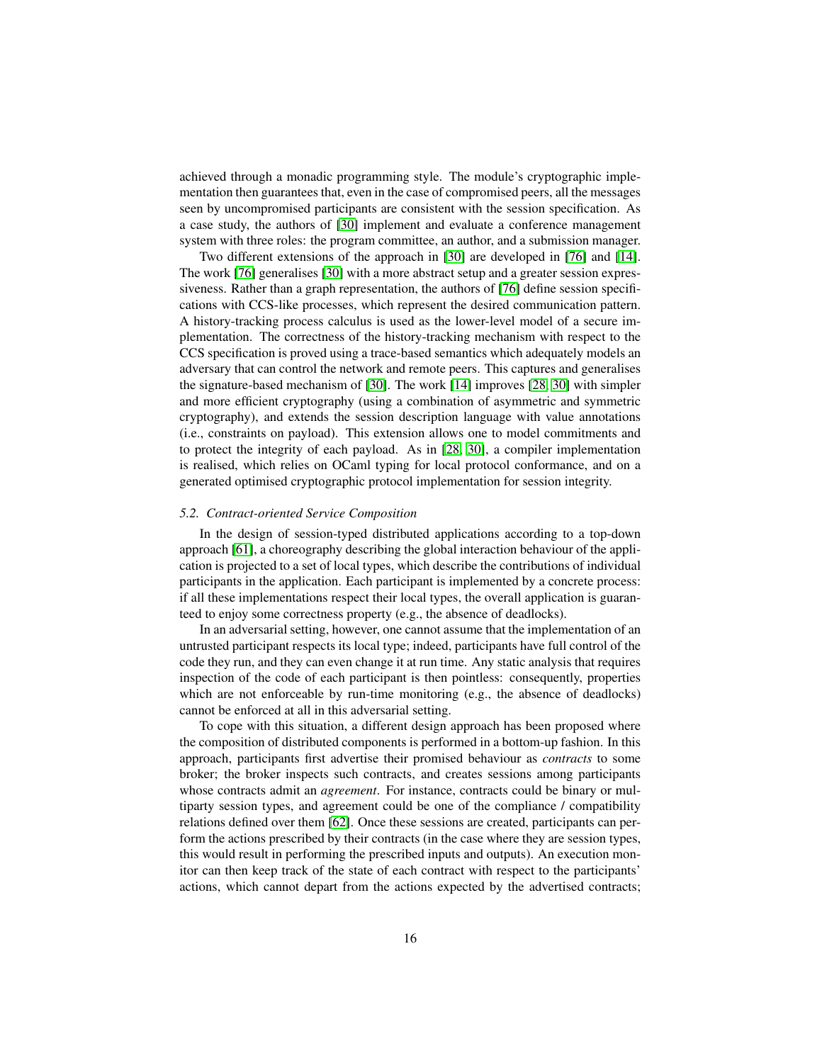achieved through a monadic programming style. The module's cryptographic implementation then guarantees that, even in the case of compromised peers, all the messages seen by uncompromised participants are consistent with the session specification. As a case study, the authors of [30] implement and evaluate a conference management system with three roles: the program committee, an author, and a submission manager.

Two different extensions of the approach in [30] are developed in [76] and [14]. The work [76] generalises [30] with a more abstract setup and a greater session expressiveness. Rather than a graph representation, the authors of [76] define session specifications with CCS-like processes, which represent the desired communication pattern. A history-tracking process calculus is used as the lower-level model of a secure implementation. The correctness of the history-tracking mechanism with respect to the CCS specification is proved using a trace-based semantics which adequately models an adversary that can control the network and remote peers. This captures and generalises the signature-based mechanism of [30]. The work [14] improves [28, 30] with simpler and more efficient cryptography (using a combination of asymmetric and symmetric cryptography), and extends the session description language with value annotations (i.e., constraints on payload). This extension allows one to model commitments and to protect the integrity of each payload. As in [28, 30], a compiler implementation is realised, which relies on OCaml typing for local protocol conformance, and on a generated optimised cryptographic protocol implementation for session integrity.

### 5.2. Contract-oriented Service Composition

In the design of session-typed distributed applications according to a top-down approach [61], a choreography describing the global interaction behaviour of the application is projected to a set of local types, which describe the contributions of individual participants in the application. Each participant is implemented by a concrete process: if all these implementations respect their local types, the overall application is guaranteed to enjoy some correctness property (e.g., the absence of deadlocks).

In an adversarial setting, however, one cannot assume that the implementation of an untrusted participant respects its local type; indeed, participants have full control of the code they run, and they can even change it at run time. Any static analysis that requires inspection of the code of each participant is then pointless: consequently, properties which are not enforceable by run-time monitoring (e.g., the absence of deadlocks) cannot be enforced at all in this adversarial setting.

To cope with this situation, a different design approach has been proposed where the composition of distributed components is performed in a bottom-up fashion. In this approach, participants first advertise their promised behaviour as *contracts* to some broker; the broker inspects such contracts, and creates sessions among participants whose contracts admit an *agreement*. For instance, contracts could be binary or multiparty session types, and agreement could be one of the compliance / compatibility relations defined over them [62]. Once these sessions are created, participants can perform the actions prescribed by their contracts (in the case where they are session types, this would result in performing the prescribed inputs and outputs). An execution monitor can then keep track of the state of each contract with respect to the participants' actions, which cannot depart from the actions expected by the advertised contracts;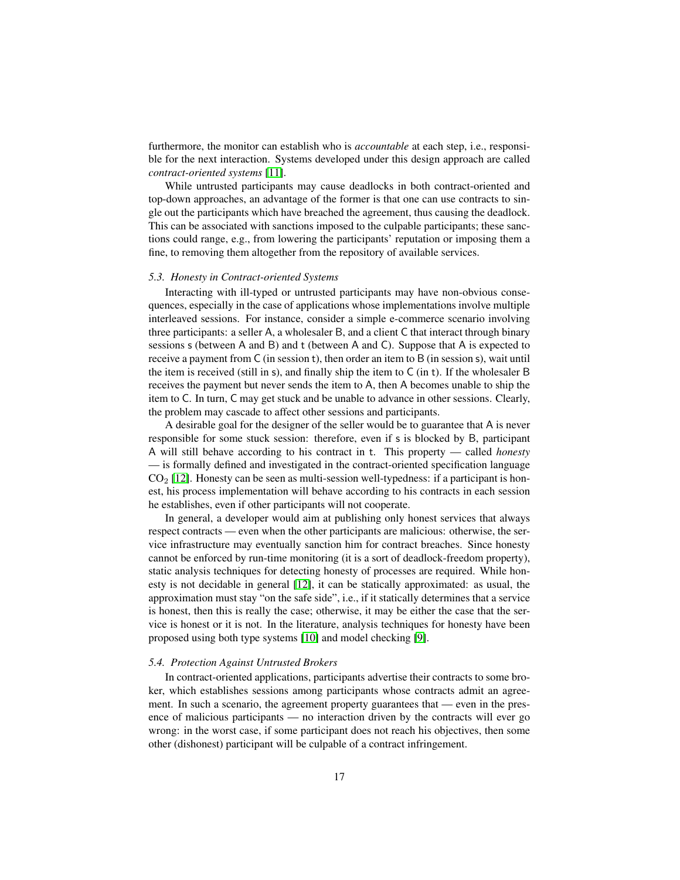furthermore, the monitor can establish who is *accountable* at each step, i.e., responsible for the next interaction. Systems developed under this design approach are called *contract-oriented systems* [11].

While untrusted participants may cause deadlocks in both contract-oriented and top-down approaches, an advantage of the former is that one can use contracts to single out the participants which have breached the agreement, thus causing the deadlock. This can be associated with sanctions imposed to the culpable participants; these sanctions could range, e.g., from lowering the participants' reputation or imposing them a fine, to removing them altogether from the repository of available services.

### 5.3. Honesty in Contract-oriented Systems

Interacting with ill-typed or untrusted participants may have non-obvious consequences, especially in the case of applications whose implementations involve multiple interleaved sessions. For instance, consider a simple e-commerce scenario involving three participants: a seller A, a wholesaler B, and a client C that interact through binary sessions s (between A and B) and t (between A and C). Suppose that A is expected to receive a payment from C (in session t), then order an item to B (in session s), wait until the item is received (still in s), and finally ship the item to C (in t). If the wholesaler B receives the payment but never sends the item to A, then A becomes unable to ship the item to C. In turn, C may get stuck and be unable to advance in other sessions. Clearly, the problem may cascade to affect other sessions and participants.

A desirable goal for the designer of the seller would be to guarantee that A is never responsible for some stuck session: therefore, even if s is blocked by B, participant A will still behave according to his contract in t. This property — called *honesty* — is formally defined and investigated in the contract-oriented specification language $CO_2$ [12]. Honesty can be seen as multi-session well-typedness: if a participant is honest, his process implementation will behave according to his contracts in each session he establishes, even if other participants will not cooperate.

In general, a developer would aim at publishing only honest services that always respect contracts — even when the other participants are malicious: otherwise, the service infrastructure may eventually sanction him for contract breaches. Since honesty cannot be enforced by run-time monitoring (it is a sort of deadlock-freedom property), static analysis techniques for detecting honesty of processes are required. While honesty is not decidable in general [12], it can be statically approximated: as usual, the approximation must stay "on the safe side", i.e., if it statically determines that a service is honest, then this is really the case; otherwise, it may be either the case that the service is honest or it is not. In the literature, analysis techniques for honesty have been proposed using both type systems [10] and model checking [9].

### 5.4. Protection Against Untrusted Brokers

In contract-oriented applications, participants advertise their contracts to some broker, which establishes sessions among participants whose contracts admit an agreement. In such a scenario, the agreement property guarantees that — even in the presence of malicious participants — no interaction driven by the contracts will ever go wrong: in the worst case, if some participant does not reach his objectives, then some other (dishonest) participant will be culpable of a contract infringement.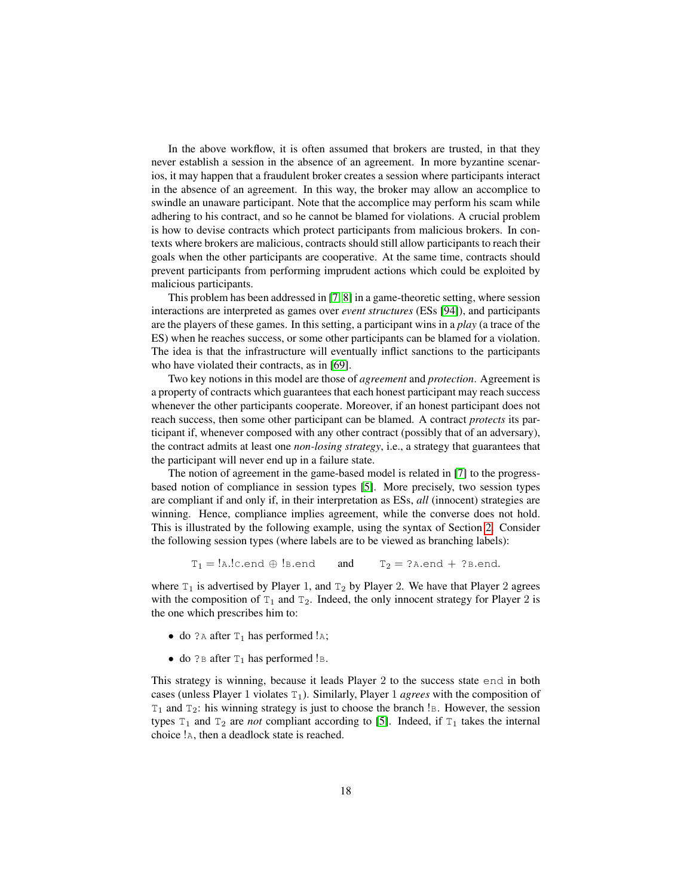In the above workflow, it is often assumed that brokers are trusted, in that they never establish a session in the absence of an agreement. In more byzantine scenarios, it may happen that a fraudulent broker creates a session where participants interact in the absence of an agreement. In this way, the broker may allow an accomplice to swindle an unaware participant. Note that the accomplice may perform his scam while adhering to his contract, and so he cannot be blamed for violations. A crucial problem is how to devise contracts which protect participants from malicious brokers. In contexts where brokers are malicious, contracts should still allow participants to reach their goals when the other participants are cooperative. At the same time, contracts should prevent participants from performing imprudent actions which could be exploited by malicious participants.

This problem has been addressed in [7, 8] in a game-theoretic setting, where session interactions are interpreted as games over *event structures* (ESs [94]), and participants are the players of these games. In this setting, a participant wins in a *play* (a trace of the ES) when he reaches success, or some other participants can be blamed for a violation. The idea is that the infrastructure will eventually inflict sanctions to the participants who have violated their contracts, as in [69].

Two key notions in this model are those of *agreement* and *protection*. Agreement is a property of contracts which guarantees that each honest participant may reach success whenever the other participants cooperate. Moreover, if an honest participant does not reach success, then some other participant can be blamed. A contract *protects* its participant if, whenever composed with any other contract (possibly that of an adversary), the contract admits at least one *non-losing strategy*, i.e., a strategy that guarantees that the participant will never end up in a failure state.

The notion of agreement in the game-based model is related in [7] to the progress-based notion of compliance in session types [5]. More precisely, two session types are compliant if and only if, in their interpretation as ESs, *all* (innocent) strategies are winning. Hence, compliance implies agreement, while the converse does not hold. This is illustrated by the following example, using the syntax of Section 2. Consider the following session types (where labels are to be viewed as branching labels):

$$\mathtt{T}_1 = !\mathtt{A}.!\mathtt{C}.\mathtt{end} \oplus !\mathtt{B}.\mathtt{end} \qquad \text{and} \qquad \mathtt{T}_2 = ?\mathtt{A}.\mathtt{end} + ?\mathtt{B}.\mathtt{end}.$$

where $\mathtt{T}_1$ is advertised by Player 1, and $\mathtt{T}_2$ by Player 2. We have that Player 2 agrees with the composition of $\mathtt{T}_1$ and $\mathtt{T}_2$. Indeed, the only innocent strategy for Player 2 is the one which prescribes him to:

- do ?A after $\mathtt{T}_1$ has performed !A;
- do ?B after $\mathtt{T}_1$ has performed !B.

This strategy is winning, because it leads Player 2 to the success state end in both cases (unless Player 1 violates $\mathtt{T}_1$). Similarly, Player 1 *agrees* with the composition of $\mathtt{T}_1$ and $\mathtt{T}_2$: his winning strategy is just to choose the branch !B. However, the session types $\mathtt{T}_1$ and $\mathtt{T}_2$ are *not* compliant according to [5]. Indeed, if $\mathtt{T}_1$ takes the internal choice !A, then a deadlock state is reached.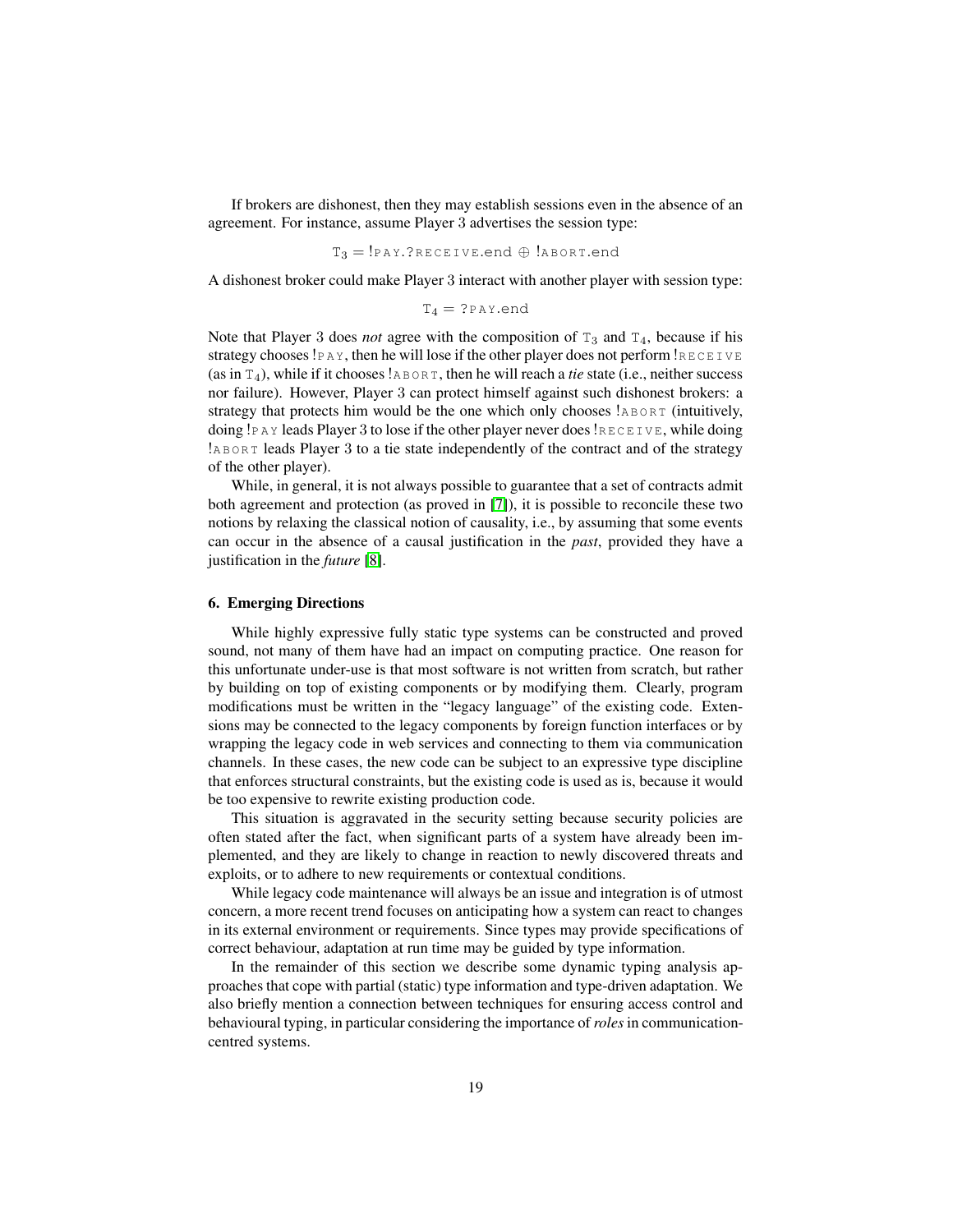If brokers are dishonest, then they may establish sessions even in the absence of an agreement. For instance, assume Player 3 advertises the session type:

$$\mathtt{T}_3 = !\textsc{pay}.?\textsc{receive}.\mathsf{end} \oplus !\textsc{abort}.\mathsf{end}$$

A dishonest broker could make Player 3 interact with another player with session type:

$$\mathtt{T}_4 = ?\textsc{pay}.\mathsf{end}$$

Note that Player 3 does *not* agree with the composition of $\mathtt{T}_3$ and $\mathtt{T}_4$, because if his strategy chooses !PAY, then he will lose if the other player does not perform !RECEIVE (as in $\mathtt{T}_4$), while if it chooses !ABORT, then he will reach a *tie* state (i.e., neither success nor failure). However, Player 3 can protect himself against such dishonest brokers: a strategy that protects him would be the one which only chooses !ABORT (intuitively, doing !PAY leads Player 3 to lose if the other player never does !RECEIVE, while doing !ABORT leads Player 3 to a tie state independently of the contract and of the strategy of the other player).

While, in general, it is not always possible to guarantee that a set of contracts admit both agreement and protection (as proved in [7]), it is possible to reconcile these two notions by relaxing the classical notion of causality, i.e., by assuming that some events can occur in the absence of a causal justification in the *past*, provided they have a justification in the *future* [8].

## 6. Emerging Directions

While highly expressive fully static type systems can be constructed and proved sound, not many of them have had an impact on computing practice. One reason for this unfortunate under-use is that most software is not written from scratch, but rather by building on top of existing components or by modifying them. Clearly, program modifications must be written in the "legacy language" of the existing code. Extensions may be connected to the legacy components by foreign function interfaces or by wrapping the legacy code in web services and connecting to them via communication channels. In these cases, the new code can be subject to an expressive type discipline that enforces structural constraints, but the existing code is used as is, because it would be too expensive to rewrite existing production code.

This situation is aggravated in the security setting because security policies are often stated after the fact, when significant parts of a system have already been implemented, and they are likely to change in reaction to newly discovered threats and exploits, or to adhere to new requirements or contextual conditions.

While legacy code maintenance will always be an issue and integration is of utmost concern, a more recent trend focuses on anticipating how a system can react to changes in its external environment or requirements. Since types may provide specifications of correct behaviour, adaptation at run time may be guided by type information.

In the remainder of this section we describe some dynamic typing analysis approaches that cope with partial (static) type information and type-driven adaptation. We also briefly mention a connection between techniques for ensuring access control and behavioural typing, in particular considering the importance of *roles* in communication-centred systems.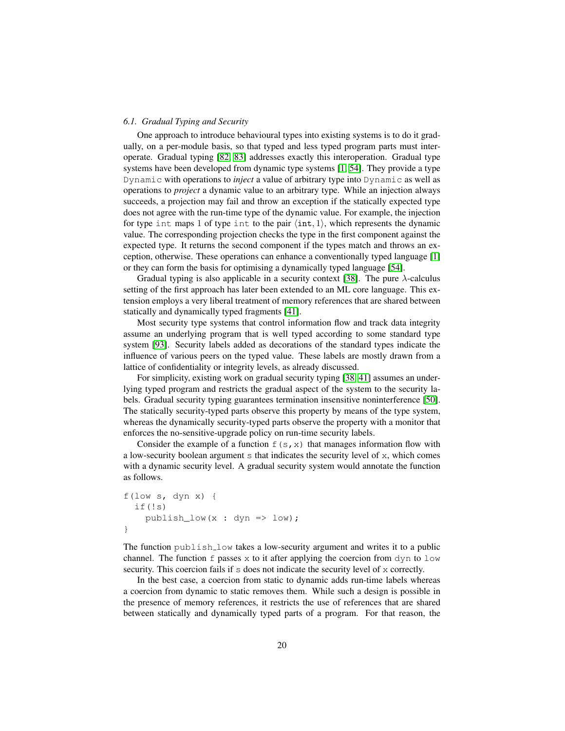### 6.1. Gradual Typing and Security

One approach to introduce behavioural types into existing systems is to do it gradually, on a per-module basis, so that typed and less typed program parts must interoperate. Gradual typing [82, 83] addresses exactly this interoperation. Gradual type systems have been developed from dynamic type systems [1, 54]. They provide a type `Dynamic` with operations to *inject* a value of arbitrary type into `Dynamic` as well as operations to *project* a dynamic value to an arbitrary type. While an injection always succeeds, a projection may fail and throw an exception if the statically expected type does not agree with the run-time type of the dynamic value. For example, the injection for type `int` maps 1 of type `int` to the pair $\langle \mathtt{int}, 1 \rangle$, which represents the dynamic value. The corresponding projection checks the type in the first component against the expected type. It returns the second component if the types match and throws an exception, otherwise. These operations can enhance a conventionally typed language [1] or they can form the basis for optimising a dynamically typed language [54].

Gradual typing is also applicable in a security context [38]. The pure $\lambda$-calculus setting of the first approach has later been extended to an ML core language. This extension employs a very liberal treatment of memory references that are shared between statically and dynamically typed fragments [41].

Most security type systems that control information flow and track data integrity assume an underlying program that is well typed according to some standard type system [93]. Security labels added as decorations of the standard types indicate the influence of various peers on the typed value. These labels are mostly drawn from a lattice of confidentiality or integrity levels, as already discussed.

For simplicity, existing work on gradual security typing [38, 41] assumes an underlying typed program and restricts the gradual aspect of the system to the security labels. Gradual security typing guarantees termination insensitive noninterference [50]. The statically security-typed parts observe this property by means of the type system, whereas the dynamically security-typed parts observe the property with a monitor that enforces the no-sensitive-upgrade policy on run-time security labels.

Consider the example of a function `f(s,x)` that manages information flow with a low-security boolean argument `s` that indicates the security level of `x`, which comes with a dynamic security level. A gradual security system would annotate the function as follows.

```
f(low s, dyn x) {
  if(!s)
    publish_low(x : dyn => low);
}
```

The function `publish_low` takes a low-security argument and writes it to a public channel. The function `f` passes `x` to it after applying the coercion from `dyn` to `low` security. This coercion fails if `s` does not indicate the security level of `x` correctly.

In the best case, a coercion from static to dynamic adds run-time labels whereas a coercion from dynamic to static removes them. While such a design is possible in the presence of memory references, it restricts the use of references that are shared between statically and dynamically typed parts of a program. For that reason, the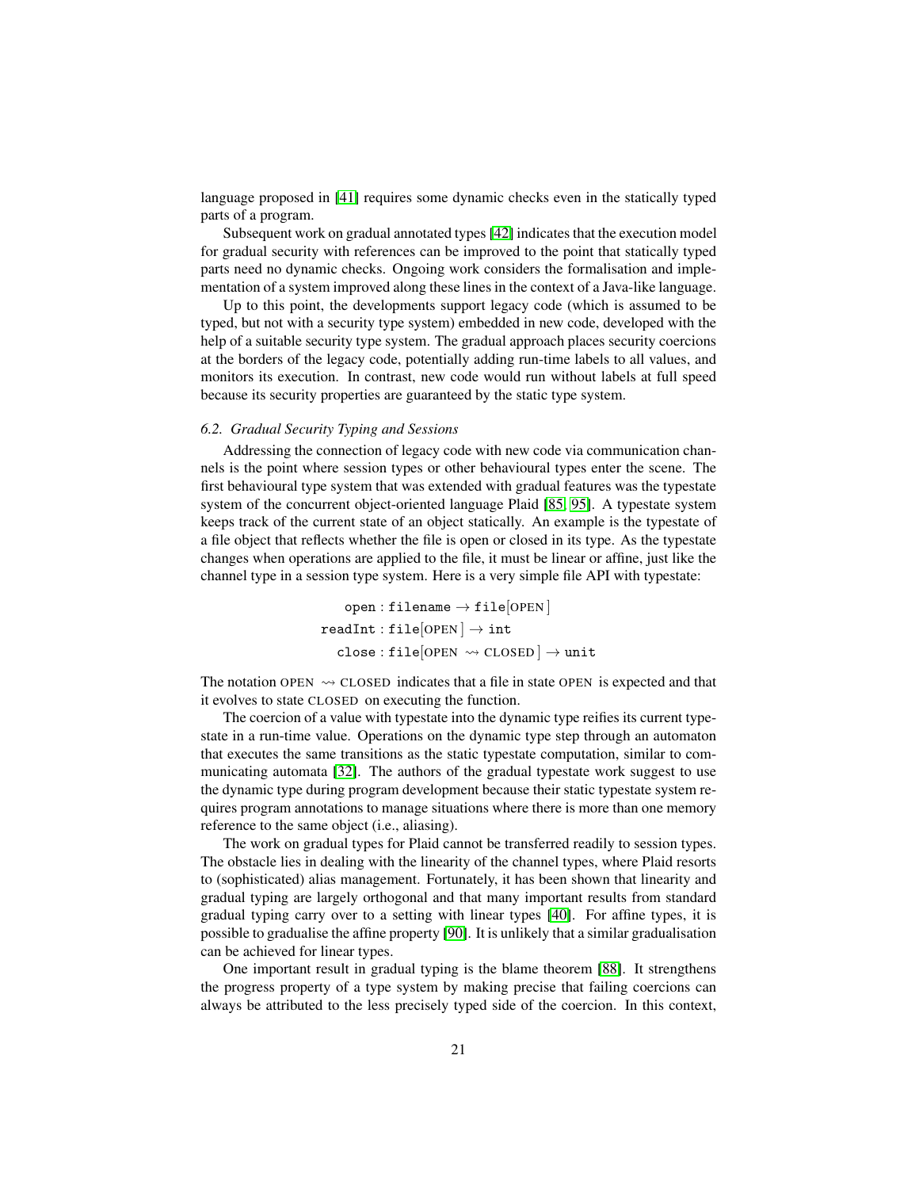language proposed in [41] requires some dynamic checks even in the statically typed parts of a program.

Subsequent work on gradual annotated types [42] indicates that the execution model for gradual security with references can be improved to the point that statically typed parts need no dynamic checks. Ongoing work considers the formalisation and implementation of a system improved along these lines in the context of a Java-like language.

Up to this point, the developments support legacy code (which is assumed to be typed, but not with a security type system) embedded in new code, developed with the help of a suitable security type system. The gradual approach places security coercions at the borders of the legacy code, potentially adding run-time labels to all values, and monitors its execution. In contrast, new code would run without labels at full speed because its security properties are guaranteed by the static type system.

### 6.2. Gradual Security Typing and Sessions

Addressing the connection of legacy code with new code via communication channels is the point where session types or other behavioural types enter the scene. The first behavioural type system that was extended with gradual features was the typestate system of the concurrent object-oriented language Plaid [85, 95]. A typestate system keeps track of the current state of an object statically. An example is the typestate of a file object that reflects whether the file is open or closed in its type. As the typestate changes when operations are applied to the file, it must be linear or affine, just like the channel type in a session type system. Here is a very simple file API with typestate:

$$
\begin{aligned}
\mathtt{open} &: \mathtt{filename} \rightarrow \mathtt{file}[\text{OPEN}] \\
\mathtt{readInt} &: \mathtt{file}[\text{OPEN}] \rightarrow \mathtt{int} \\
\mathtt{close} &: \mathtt{file}[\text{OPEN} \rightsquigarrow \text{CLOSED}] \rightarrow \mathtt{unit}
\end{aligned}
$$

The notation $\text{OPEN} \rightsquigarrow \text{CLOSED}$ indicates that a file in state OPEN is expected and that it evolves to state CLOSED on executing the function.

The coercion of a value with typestate into the dynamic type reifies its current typestate in a run-time value. Operations on the dynamic type step through an automaton that executes the same transitions as the static typestate computation, similar to communicating automata [32]. The authors of the gradual typestate work suggest to use the dynamic type during program development because their static typestate system requires program annotations to manage situations where there is more than one memory reference to the same object (i.e., aliasing).

The work on gradual types for Plaid cannot be transferred readily to session types. The obstacle lies in dealing with the linearity of the channel types, where Plaid resorts to (sophisticated) alias management. Fortunately, it has been shown that linearity and gradual typing are largely orthogonal and that many important results from standard gradual typing carry over to a setting with linear types [40]. For affine types, it is possible to gradualise the affine property [90]. It is unlikely that a similar gradualisation can be achieved for linear types.

One important result in gradual typing is the blame theorem [88]. It strengthens the progress property of a type system by making precise that failing coercions can always be attributed to the less precisely typed side of the coercion. In this context,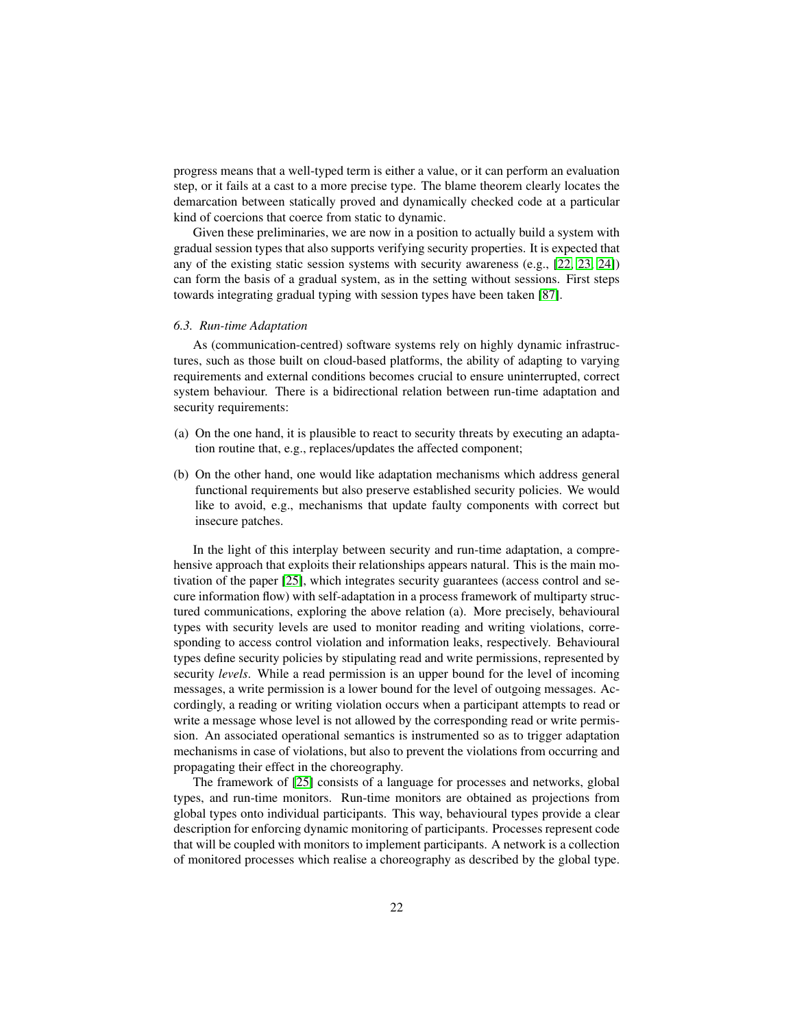progress means that a well-typed term is either a value, or it can perform an evaluation step, or it fails at a cast to a more precise type. The blame theorem clearly locates the demarcation between statically proved and dynamically checked code at a particular kind of coercions that coerce from static to dynamic.

Given these preliminaries, we are now in a position to actually build a system with gradual session types that also supports verifying security properties. It is expected that any of the existing static session systems with security awareness (e.g., [22, 23, 24]) can form the basis of a gradual system, as in the setting without sessions. First steps towards integrating gradual typing with session types have been taken [87].

### 6.3. Run-time Adaptation

As (communication-centred) software systems rely on highly dynamic infrastructures, such as those built on cloud-based platforms, the ability of adapting to varying requirements and external conditions becomes crucial to ensure uninterrupted, correct system behaviour. There is a bidirectional relation between run-time adaptation and security requirements:

(a) On the one hand, it is plausible to react to security threats by executing an adaptation routine that, e.g., replaces/updates the affected component;

(b) On the other hand, one would like adaptation mechanisms which address general functional requirements but also preserve established security policies. We would like to avoid, e.g., mechanisms that update faulty components with correct but insecure patches.

In the light of this interplay between security and run-time adaptation, a comprehensive approach that exploits their relationships appears natural. This is the main motivation of the paper [25], which integrates security guarantees (access control and secure information flow) with self-adaptation in a process framework of multiparty structured communications, exploring the above relation (a). More precisely, behavioural types with security levels are used to monitor reading and writing violations, corresponding to access control violation and information leaks, respectively. Behavioural types define security policies by stipulating read and write permissions, represented by security *levels*. While a read permission is an upper bound for the level of incoming messages, a write permission is a lower bound for the level of outgoing messages. Accordingly, a reading or writing violation occurs when a participant attempts to read or write a message whose level is not allowed by the corresponding read or write permission. An associated operational semantics is instrumented so as to trigger adaptation mechanisms in case of violations, but also to prevent the violations from occurring and propagating their effect in the choreography.

The framework of [25] consists of a language for processes and networks, global types, and run-time monitors. Run-time monitors are obtained as projections from global types onto individual participants. This way, behavioural types provide a clear description for enforcing dynamic monitoring of participants. Processes represent code that will be coupled with monitors to implement participants. A network is a collection of monitored processes which realise a choreography as described by the global type.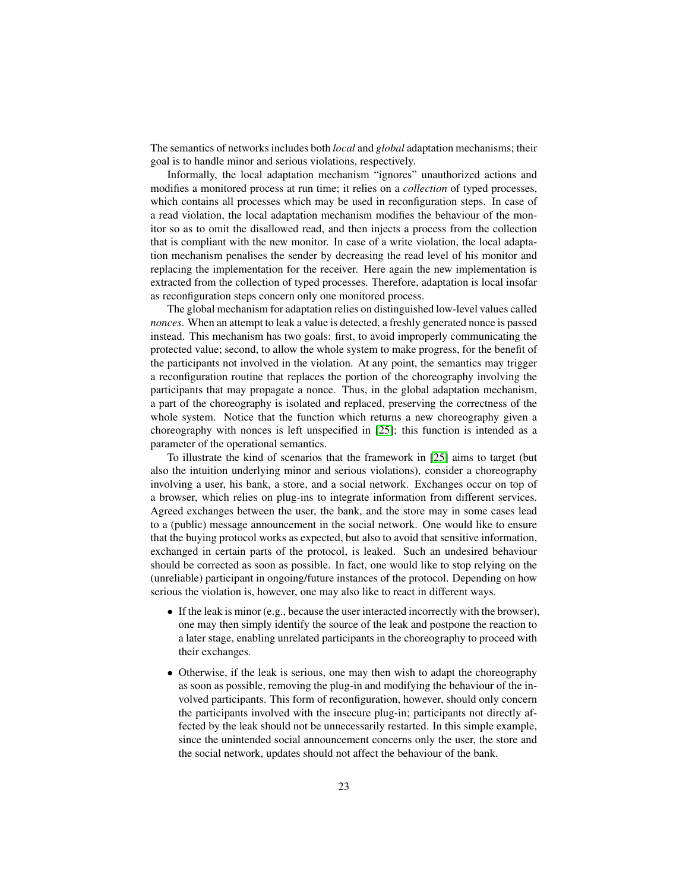The semantics of networks includes both *local* and *global* adaptation mechanisms; their goal is to handle minor and serious violations, respectively.

Informally, the local adaptation mechanism "ignores" unauthorized actions and modifies a monitored process at run time; it relies on a *collection* of typed processes, which contains all processes which may be used in reconfiguration steps. In case of a read violation, the local adaptation mechanism modifies the behaviour of the monitor so as to omit the disallowed read, and then injects a process from the collection that is compliant with the new monitor. In case of a write violation, the local adaptation mechanism penalises the sender by decreasing the read level of his monitor and replacing the implementation for the receiver. Here again the new implementation is extracted from the collection of typed processes. Therefore, adaptation is local insofar as reconfiguration steps concern only one monitored process.

The global mechanism for adaptation relies on distinguished low-level values called *nonces*. When an attempt to leak a value is detected, a freshly generated nonce is passed instead. This mechanism has two goals: first, to avoid improperly communicating the protected value; second, to allow the whole system to make progress, for the benefit of the participants not involved in the violation. At any point, the semantics may trigger a reconfiguration routine that replaces the portion of the choreography involving the participants that may propagate a nonce. Thus, in the global adaptation mechanism, a part of the choreography is isolated and replaced, preserving the correctness of the whole system. Notice that the function which returns a new choreography given a choreography with nonces is left unspecified in [25]; this function is intended as a parameter of the operational semantics.

To illustrate the kind of scenarios that the framework in [25] aims to target (but also the intuition underlying minor and serious violations), consider a choreography involving a user, his bank, a store, and a social network. Exchanges occur on top of a browser, which relies on plug-ins to integrate information from different services. Agreed exchanges between the user, the bank, and the store may in some cases lead to a (public) message announcement in the social network. One would like to ensure that the buying protocol works as expected, but also to avoid that sensitive information, exchanged in certain parts of the protocol, is leaked. Such an undesired behaviour should be corrected as soon as possible. In fact, one would like to stop relying on the (unreliable) participant in ongoing/future instances of the protocol. Depending on how serious the violation is, however, one may also like to react in different ways.

- If the leak is minor (e.g., because the user interacted incorrectly with the browser), one may then simply identify the source of the leak and postpone the reaction to a later stage, enabling unrelated participants in the choreography to proceed with their exchanges.
- Otherwise, if the leak is serious, one may then wish to adapt the choreography as soon as possible, removing the plug-in and modifying the behaviour of the involved participants. This form of reconfiguration, however, should only concern the participants involved with the insecure plug-in; participants not directly affected by the leak should not be unnecessarily restarted. In this simple example, since the unintended social announcement concerns only the user, the store and the social network, updates should not affect the behaviour of the bank.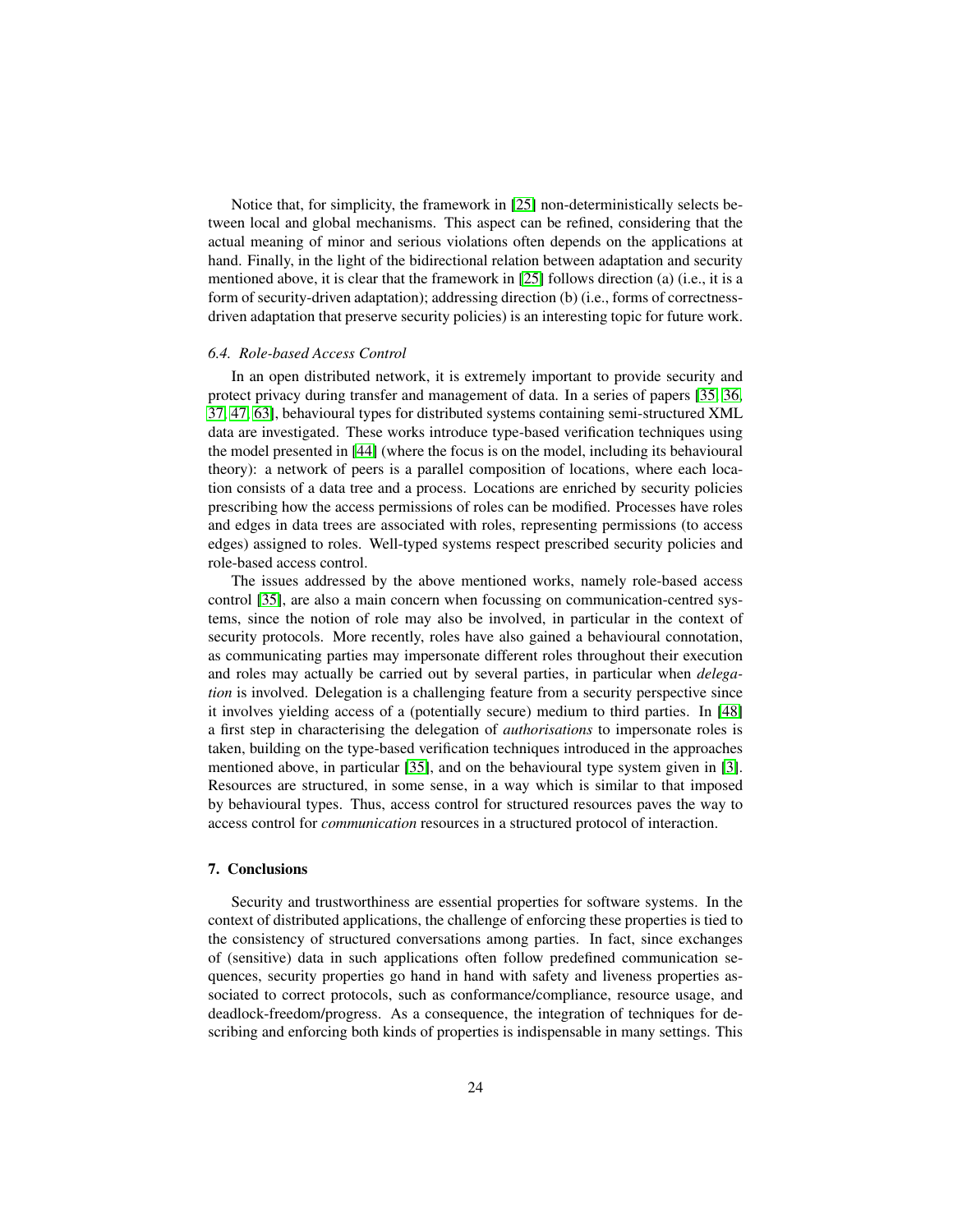Notice that, for simplicity, the framework in [25] non-deterministically selects between local and global mechanisms. This aspect can be refined, considering that the actual meaning of minor and serious violations often depends on the applications at hand. Finally, in the light of the bidirectional relation between adaptation and security mentioned above, it is clear that the framework in [25] follows direction (a) (i.e., it is a form of security-driven adaptation); addressing direction (b) (i.e., forms of correctness-driven adaptation that preserve security policies) is an interesting topic for future work.

### *6.4. Role-based Access Control*

In an open distributed network, it is extremely important to provide security and protect privacy during transfer and management of data. In a series of papers [35, 36, 37, 47, 63], behavioural types for distributed systems containing semi-structured XML data are investigated. These works introduce type-based verification techniques using the model presented in [44] (where the focus is on the model, including its behavioural theory): a network of peers is a parallel composition of locations, where each location consists of a data tree and a process. Locations are enriched by security policies prescribing how the access permissions of roles can be modified. Processes have roles and edges in data trees are associated with roles, representing permissions (to access edges) assigned to roles. Well-typed systems respect prescribed security policies and role-based access control.

The issues addressed by the above mentioned works, namely role-based access control [35], are also a main concern when focussing on communication-centred systems, since the notion of role may also be involved, in particular in the context of security protocols. More recently, roles have also gained a behavioural connotation, as communicating parties may impersonate different roles throughout their execution and roles may actually be carried out by several parties, in particular when *delegation* is involved. Delegation is a challenging feature from a security perspective since it involves yielding access of a (potentially secure) medium to third parties. In [48] a first step in characterising the delegation of *authorisations* to impersonate roles is taken, building on the type-based verification techniques introduced in the approaches mentioned above, in particular [35], and on the behavioural type system given in [3]. Resources are structured, in some sense, in a way which is similar to that imposed by behavioural types. Thus, access control for structured resources paves the way to access control for *communication* resources in a structured protocol of interaction.

## 7. Conclusions

Security and trustworthiness are essential properties for software systems. In the context of distributed applications, the challenge of enforcing these properties is tied to the consistency of structured conversations among parties. In fact, since exchanges of (sensitive) data in such applications often follow predefined communication sequences, security properties go hand in hand with safety and liveness properties associated to correct protocols, such as conformance/compliance, resource usage, and deadlock-freedom/progress. As a consequence, the integration of techniques for describing and enforcing both kinds of properties is indispensable in many settings. This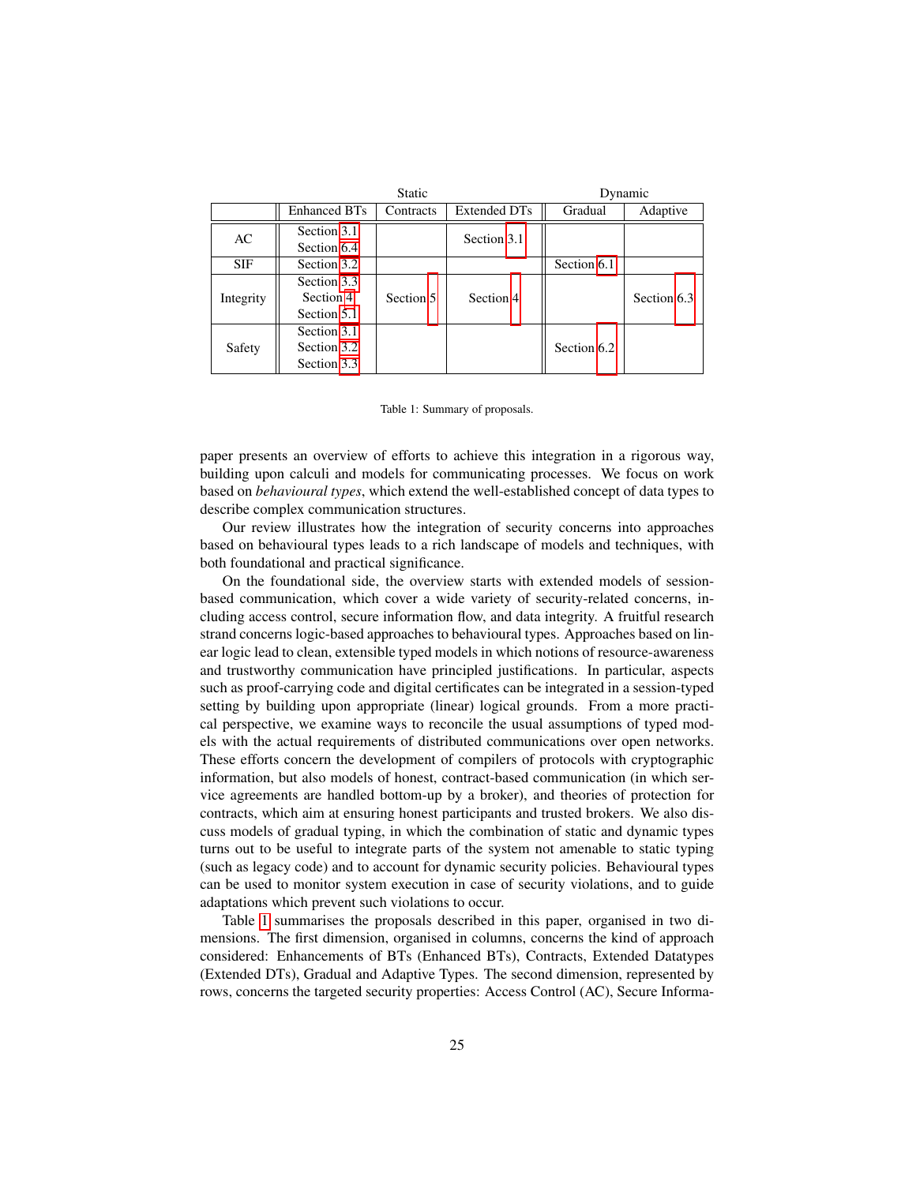| | Static | | | Dynamic | |
|---|---|---|---|---|---|
| | Enhanced BTs | Contracts | Extended DTs | Gradual | Adaptive |
| AC | Section 3.1<br>Section 6.4 | | Section 3.1 | | |
| SIF | Section 3.2 | | | Section 6.1 | |
| Integrity | Section 3.3<br>Section 4<br>Section 5.1 | Section 5 | Section 4 | | Section 6.3 |
| Safety | Section 3.1<br>Section 3.2<br>Section 3.3 | | | Section 6.2 | |

Table 1: Summary of proposals.

paper presents an overview of efforts to achieve this integration in a rigorous way, building upon calculi and models for communicating processes. We focus on work based on *behavioural types*, which extend the well-established concept of data types to describe complex communication structures.

Our review illustrates how the integration of security concerns into approaches based on behavioural types leads to a rich landscape of models and techniques, with both foundational and practical significance.

On the foundational side, the overview starts with extended models of session-based communication, which cover a wide variety of security-related concerns, including access control, secure information flow, and data integrity. A fruitful research strand concerns logic-based approaches to behavioural types. Approaches based on linear logic lead to clean, extensible typed models in which notions of resource-awareness and trustworthy communication have principled justifications. In particular, aspects such as proof-carrying code and digital certificates can be integrated in a session-typed setting by building upon appropriate (linear) logical grounds. From a more practical perspective, we examine ways to reconcile the usual assumptions of typed models with the actual requirements of distributed communications over open networks. These efforts concern the development of compilers of protocols with cryptographic information, but also models of honest, contract-based communication (in which service agreements are handled bottom-up by a broker), and theories of protection for contracts, which aim at ensuring honest participants and trusted brokers. We also discuss models of gradual typing, in which the combination of static and dynamic types turns out to be useful to integrate parts of the system not amenable to static typing (such as legacy code) and to account for dynamic security policies. Behavioural types can be used to monitor system execution in case of security violations, and to guide adaptations which prevent such violations to occur.

Table 1 summarises the proposals described in this paper, organised in two dimensions. The first dimension, organised in columns, concerns the kind of approach considered: Enhancements of BTs (Enhanced BTs), Contracts, Extended Datatypes (Extended DTs), Gradual and Adaptive Types. The second dimension, represented by rows, concerns the targeted security properties: Access Control (AC), Secure Informa-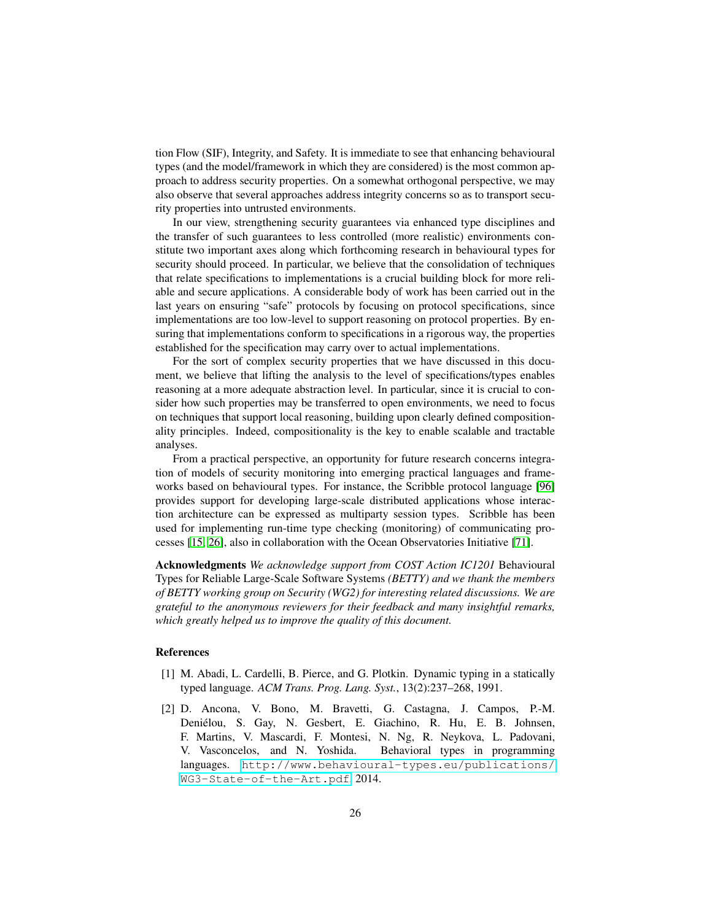tion Flow (SIF), Integrity, and Safety. It is immediate to see that enhancing behavioural types (and the model/framework in which they are considered) is the most common approach to address security properties. On a somewhat orthogonal perspective, we may also observe that several approaches address integrity concerns so as to transport security properties into untrusted environments.

In our view, strengthening security guarantees via enhanced type disciplines and the transfer of such guarantees to less controlled (more realistic) environments constitute two important axes along which forthcoming research in behavioural types for security should proceed. In particular, we believe that the consolidation of techniques that relate specifications to implementations is a crucial building block for more reliable and secure applications. A considerable body of work has been carried out in the last years on ensuring "safe" protocols by focusing on protocol specifications, since implementations are too low-level to support reasoning on protocol properties. By ensuring that implementations conform to specifications in a rigorous way, the properties established for the specification may carry over to actual implementations.

For the sort of complex security properties that we have discussed in this document, we believe that lifting the analysis to the level of specifications/types enables reasoning at a more adequate abstraction level. In particular, since it is crucial to consider how such properties may be transferred to open environments, we need to focus on techniques that support local reasoning, building upon clearly defined compositionality principles. Indeed, compositionality is the key to enable scalable and tractable analyses.

From a practical perspective, an opportunity for future research concerns integration of models of security monitoring into emerging practical languages and frameworks based on behavioural types. For instance, the Scribble protocol language [96] provides support for developing large-scale distributed applications whose interaction architecture can be expressed as multiparty session types. Scribble has been used for implementing run-time type checking (monitoring) of communicating processes [15, 26], also in collaboration with the Ocean Observatories Initiative [71].

**Acknowledgments** *We acknowledge support from COST Action IC1201* Behavioural Types for Reliable Large-Scale Software Systems *(BETTY) and we thank the members of BETTY working group on Security (WG2) for interesting related discussions. We are grateful to the anonymous reviewers for their feedback and many insightful remarks, which greatly helped us to improve the quality of this document.*

## References

[1] M. Abadi, L. Cardelli, B. Pierce, and G. Plotkin. Dynamic typing in a statically typed language. *ACM Trans. Prog. Lang. Syst.*, 13(2):237–268, 1991.

[2] D. Ancona, V. Bono, M. Bravetti, G. Castagna, J. Campos, P.-M. Deniélou, S. Gay, N. Gesbert, E. Giachino, R. Hu, E. B. Johnsen, F. Martins, V. Mascardi, F. Montesi, N. Ng, R. Neykova, L. Padovani, V. Vasconcelos, and N. Yoshida. Behavioral types in programming languages. http://www.behavioural-types.eu/publications/WG3-State-of-the-Art.pdf, 2014.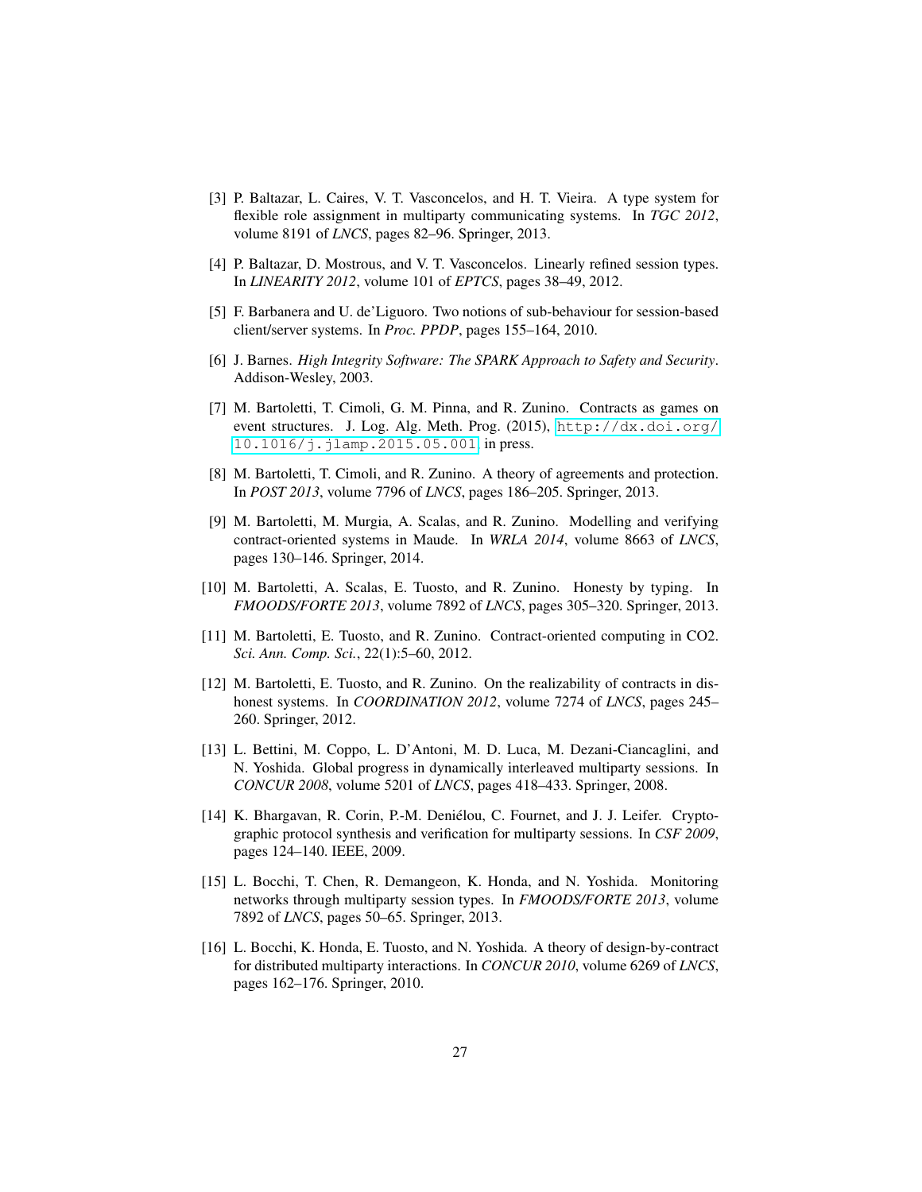[3] P. Baltazar, L. Caires, V. T. Vasconcelos, and H. T. Vieira. A type system for flexible role assignment in multiparty communicating systems. In *TGC 2012*, volume 8191 of *LNCS*, pages 82–96. Springer, 2013.

[4] P. Baltazar, D. Mostrous, and V. T. Vasconcelos. Linearly refined session types. In *LINEARITY 2012*, volume 101 of *EPTCS*, pages 38–49, 2012.

[5] F. Barbanera and U. de'Liguoro. Two notions of sub-behaviour for session-based client/server systems. In *Proc. PPDP*, pages 155–164, 2010.

[6] J. Barnes. *High Integrity Software: The SPARK Approach to Safety and Security*. Addison-Wesley, 2003.

[7] M. Bartoletti, T. Cimoli, G. M. Pinna, and R. Zunino. Contracts as games on event structures. J. Log. Alg. Meth. Prog. (2015), `http://dx.doi.org/10.1016/j.jlamp.2015.05.001` in press.

[8] M. Bartoletti, T. Cimoli, and R. Zunino. A theory of agreements and protection. In *POST 2013*, volume 7796 of *LNCS*, pages 186–205. Springer, 2013.

[9] M. Bartoletti, M. Murgia, A. Scalas, and R. Zunino. Modelling and verifying contract-oriented systems in Maude. In *WRLA 2014*, volume 8663 of *LNCS*, pages 130–146. Springer, 2014.

[10] M. Bartoletti, A. Scalas, E. Tuosto, and R. Zunino. Honesty by typing. In *FMOODS/FORTE 2013*, volume 7892 of *LNCS*, pages 305–320. Springer, 2013.

[11] M. Bartoletti, E. Tuosto, and R. Zunino. Contract-oriented computing in CO2. *Sci. Ann. Comp. Sci.*, 22(1):5–60, 2012.

[12] M. Bartoletti, E. Tuosto, and R. Zunino. On the realizability of contracts in dishonest systems. In *COORDINATION 2012*, volume 7274 of *LNCS*, pages 245–260. Springer, 2012.

[13] L. Bettini, M. Coppo, L. D'Antoni, M. D. Luca, M. Dezani-Ciancaglini, and N. Yoshida. Global progress in dynamically interleaved multiparty sessions. In *CONCUR 2008*, volume 5201 of *LNCS*, pages 418–433. Springer, 2008.

[14] K. Bhargavan, R. Corin, P.-M. Deniélou, C. Fournet, and J. J. Leifer. Cryptographic protocol synthesis and verification for multiparty sessions. In *CSF 2009*, pages 124–140. IEEE, 2009.

[15] L. Bocchi, T. Chen, R. Demangeon, K. Honda, and N. Yoshida. Monitoring networks through multiparty session types. In *FMOODS/FORTE 2013*, volume 7892 of *LNCS*, pages 50–65. Springer, 2013.

[16] L. Bocchi, K. Honda, E. Tuosto, and N. Yoshida. A theory of design-by-contract for distributed multiparty interactions. In *CONCUR 2010*, volume 6269 of *LNCS*, pages 162–176. Springer, 2010.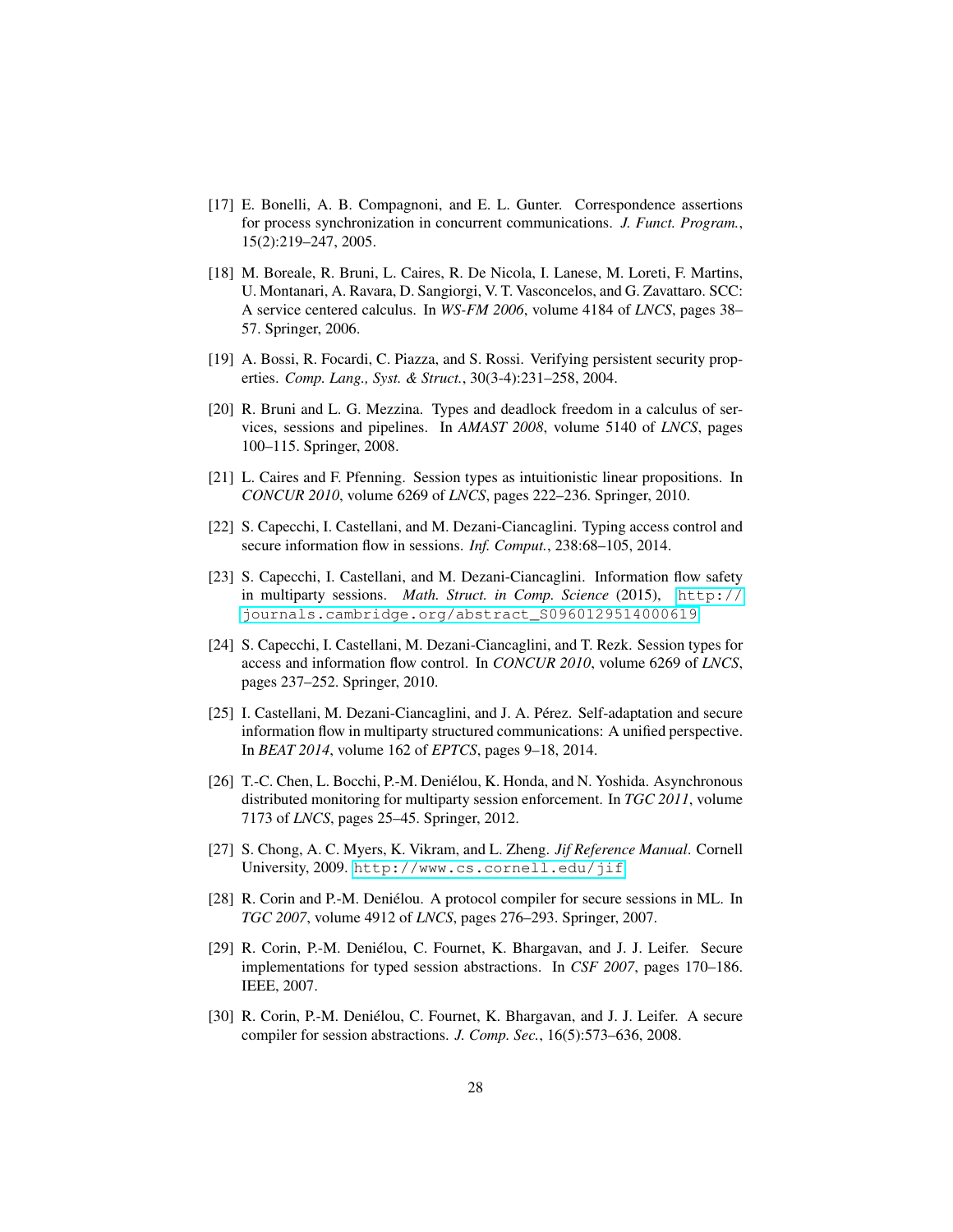[17] E. Bonelli, A. B. Compagnoni, and E. L. Gunter. Correspondence assertions for process synchronization in concurrent communications. *J. Funct. Program.*, 15(2):219–247, 2005.

[18] M. Boreale, R. Bruni, L. Caires, R. De Nicola, I. Lanese, M. Loreti, F. Martins, U. Montanari, A. Ravara, D. Sangiorgi, V. T. Vasconcelos, and G. Zavattaro. SCC: A service centered calculus. In *WS-FM 2006*, volume 4184 of *LNCS*, pages 38–57. Springer, 2006.

[19] A. Bossi, R. Focardi, C. Piazza, and S. Rossi. Verifying persistent security properties. *Comp. Lang., Syst. & Struct.*, 30(3-4):231–258, 2004.

[20] R. Bruni and L. G. Mezzina. Types and deadlock freedom in a calculus of services, sessions and pipelines. In *AMAST 2008*, volume 5140 of *LNCS*, pages 100–115. Springer, 2008.

[21] L. Caires and F. Pfenning. Session types as intuitionistic linear propositions. In *CONCUR 2010*, volume 6269 of *LNCS*, pages 222–236. Springer, 2010.

[22] S. Capecchi, I. Castellani, and M. Dezani-Ciancaglini. Typing access control and secure information flow in sessions. *Inf. Comput.*, 238:68–105, 2014.

[23] S. Capecchi, I. Castellani, and M. Dezani-Ciancaglini. Information flow safety in multiparty sessions. *Math. Struct. in Comp. Science* (2015), `http://journals.cambridge.org/abstract_S0960129514000619`

[24] S. Capecchi, I. Castellani, M. Dezani-Ciancaglini, and T. Rezk. Session types for access and information flow control. In *CONCUR 2010*, volume 6269 of *LNCS*, pages 237–252. Springer, 2010.

[25] I. Castellani, M. Dezani-Ciancaglini, and J. A. Pérez. Self-adaptation and secure information flow in multiparty structured communications: A unified perspective. In *BEAT 2014*, volume 162 of *EPTCS*, pages 9–18, 2014.

[26] T.-C. Chen, L. Bocchi, P.-M. Deniélou, K. Honda, and N. Yoshida. Asynchronous distributed monitoring for multiparty session enforcement. In *TGC 2011*, volume 7173 of *LNCS*, pages 25–45. Springer, 2012.

[27] S. Chong, A. C. Myers, K. Vikram, and L. Zheng. *Jif Reference Manual*. Cornell University, 2009. `http://www.cs.cornell.edu/jif`

[28] R. Corin and P.-M. Deniélou. A protocol compiler for secure sessions in ML. In *TGC 2007*, volume 4912 of *LNCS*, pages 276–293. Springer, 2007.

[29] R. Corin, P.-M. Deniélou, C. Fournet, K. Bhargavan, and J. J. Leifer. Secure implementations for typed session abstractions. In *CSF 2007*, pages 170–186. IEEE, 2007.

[30] R. Corin, P.-M. Deniélou, C. Fournet, K. Bhargavan, and J. J. Leifer. A secure compiler for session abstractions. *J. Comp. Sec.*, 16(5):573–636, 2008.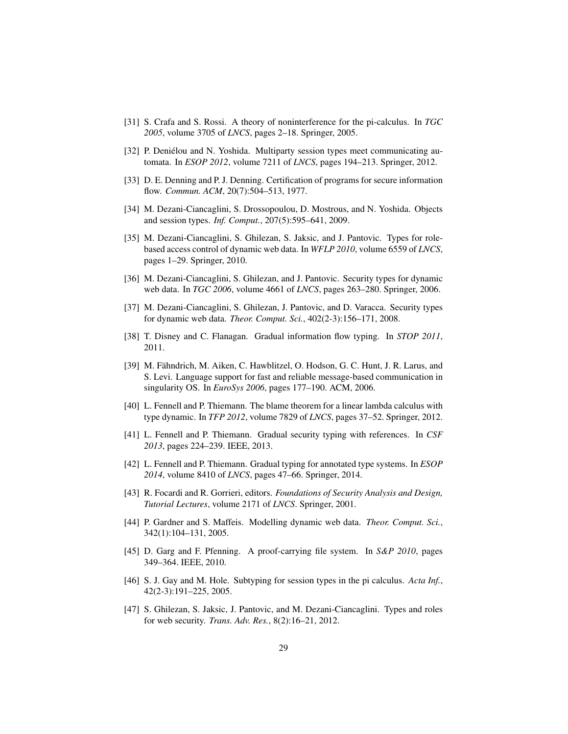[31] S. Crafa and S. Rossi. A theory of noninterference for the pi-calculus. In *TGC 2005*, volume 3705 of *LNCS*, pages 2–18. Springer, 2005.

[32] P. Deniélou and N. Yoshida. Multiparty session types meet communicating automata. In *ESOP 2012*, volume 7211 of *LNCS*, pages 194–213. Springer, 2012.

[33] D. E. Denning and P. J. Denning. Certification of programs for secure information flow. *Commun. ACM*, 20(7):504–513, 1977.

[34] M. Dezani-Ciancaglini, S. Drossopoulou, D. Mostrous, and N. Yoshida. Objects and session types. *Inf. Comput.*, 207(5):595–641, 2009.

[35] M. Dezani-Ciancaglini, S. Ghilezan, S. Jaksic, and J. Pantovic. Types for role-based access control of dynamic web data. In *WFLP 2010*, volume 6559 of *LNCS*, pages 1–29. Springer, 2010.

[36] M. Dezani-Ciancaglini, S. Ghilezan, and J. Pantovic. Security types for dynamic web data. In *TGC 2006*, volume 4661 of *LNCS*, pages 263–280. Springer, 2006.

[37] M. Dezani-Ciancaglini, S. Ghilezan, J. Pantovic, and D. Varacca. Security types for dynamic web data. *Theor. Comput. Sci.*, 402(2-3):156–171, 2008.

[38] T. Disney and C. Flanagan. Gradual information flow typing. In *STOP 2011*, 2011.

[39] M. Fähndrich, M. Aiken, C. Hawblitzel, O. Hodson, G. C. Hunt, J. R. Larus, and S. Levi. Language support for fast and reliable message-based communication in singularity OS. In *EuroSys 2006*, pages 177–190. ACM, 2006.

[40] L. Fennell and P. Thiemann. The blame theorem for a linear lambda calculus with type dynamic. In *TFP 2012*, volume 7829 of *LNCS*, pages 37–52. Springer, 2012.

[41] L. Fennell and P. Thiemann. Gradual security typing with references. In *CSF 2013*, pages 224–239. IEEE, 2013.

[42] L. Fennell and P. Thiemann. Gradual typing for annotated type systems. In *ESOP 2014*, volume 8410 of *LNCS*, pages 47–66. Springer, 2014.

[43] R. Focardi and R. Gorrieri, editors. *Foundations of Security Analysis and Design, Tutorial Lectures*, volume 2171 of *LNCS*. Springer, 2001.

[44] P. Gardner and S. Maffeis. Modelling dynamic web data. *Theor. Comput. Sci.*, 342(1):104–131, 2005.

[45] D. Garg and F. Pfenning. A proof-carrying file system. In *S&P 2010*, pages 349–364. IEEE, 2010.

[46] S. J. Gay and M. Hole. Subtyping for session types in the pi calculus. *Acta Inf.*, 42(2-3):191–225, 2005.

[47] S. Ghilezan, S. Jaksic, J. Pantovic, and M. Dezani-Ciancaglini. Types and roles for web security. *Trans. Adv. Res.*, 8(2):16–21, 2012.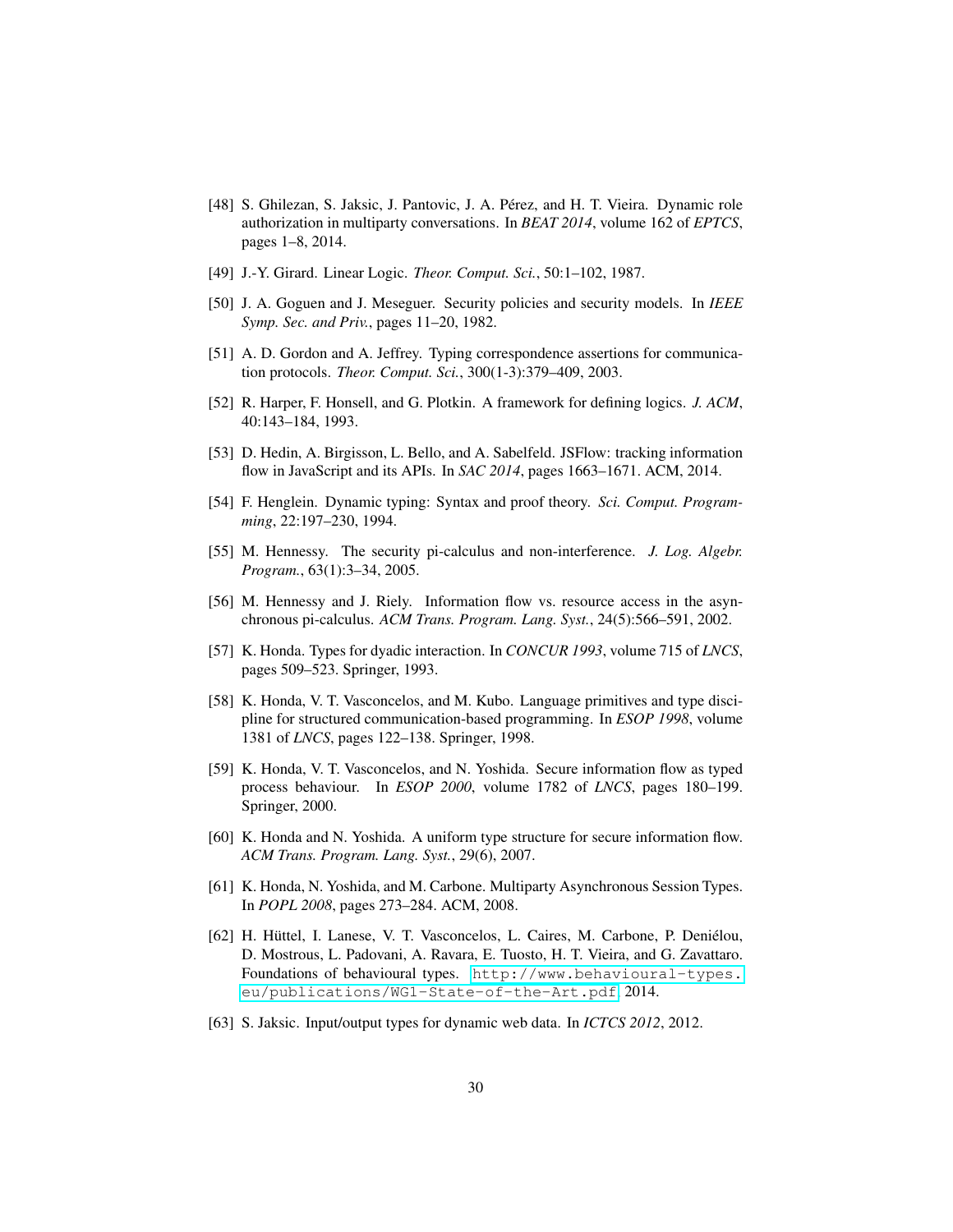[48] S. Ghilezan, S. Jaksic, J. Pantovic, J. A. Pérez, and H. T. Vieira. Dynamic role authorization in multiparty conversations. In *BEAT 2014*, volume 162 of *EPTCS*, pages 1–8, 2014.

[49] J.-Y. Girard. Linear Logic. *Theor. Comput. Sci.*, 50:1–102, 1987.

[50] J. A. Goguen and J. Meseguer. Security policies and security models. In *IEEE Symp. Sec. and Priv.*, pages 11–20, 1982.

[51] A. D. Gordon and A. Jeffrey. Typing correspondence assertions for communication protocols. *Theor. Comput. Sci.*, 300(1-3):379–409, 2003.

[52] R. Harper, F. Honsell, and G. Plotkin. A framework for defining logics. *J. ACM*, 40:143–184, 1993.

[53] D. Hedin, A. Birgisson, L. Bello, and A. Sabelfeld. JSFlow: tracking information flow in JavaScript and its APIs. In *SAC 2014*, pages 1663–1671. ACM, 2014.

[54] F. Henglein. Dynamic typing: Syntax and proof theory. *Sci. Comput. Programming*, 22:197–230, 1994.

[55] M. Hennessy. The security pi-calculus and non-interference. *J. Log. Algebr. Program.*, 63(1):3–34, 2005.

[56] M. Hennessy and J. Riely. Information flow vs. resource access in the asynchronous pi-calculus. *ACM Trans. Program. Lang. Syst.*, 24(5):566–591, 2002.

[57] K. Honda. Types for dyadic interaction. In *CONCUR 1993*, volume 715 of *LNCS*, pages 509–523. Springer, 1993.

[58] K. Honda, V. T. Vasconcelos, and M. Kubo. Language primitives and type discipline for structured communication-based programming. In *ESOP 1998*, volume 1381 of *LNCS*, pages 122–138. Springer, 1998.

[59] K. Honda, V. T. Vasconcelos, and N. Yoshida. Secure information flow as typed process behaviour. In *ESOP 2000*, volume 1782 of *LNCS*, pages 180–199. Springer, 2000.

[60] K. Honda and N. Yoshida. A uniform type structure for secure information flow. *ACM Trans. Program. Lang. Syst.*, 29(6), 2007.

[61] K. Honda, N. Yoshida, and M. Carbone. Multiparty Asynchronous Session Types. In *POPL 2008*, pages 273–284. ACM, 2008.

[62] H. Hüttel, I. Lanese, V. T. Vasconcelos, L. Caires, M. Carbone, P. Deniélou, D. Mostrous, L. Padovani, A. Ravara, E. Tuosto, H. T. Vieira, and G. Zavattaro. Foundations of behavioural types. `http://www.behavioural-types.eu/publications/WG1-State-of-the-Art.pdf`, 2014.

[63] S. Jaksic. Input/output types for dynamic web data. In *ICTCS 2012*, 2012.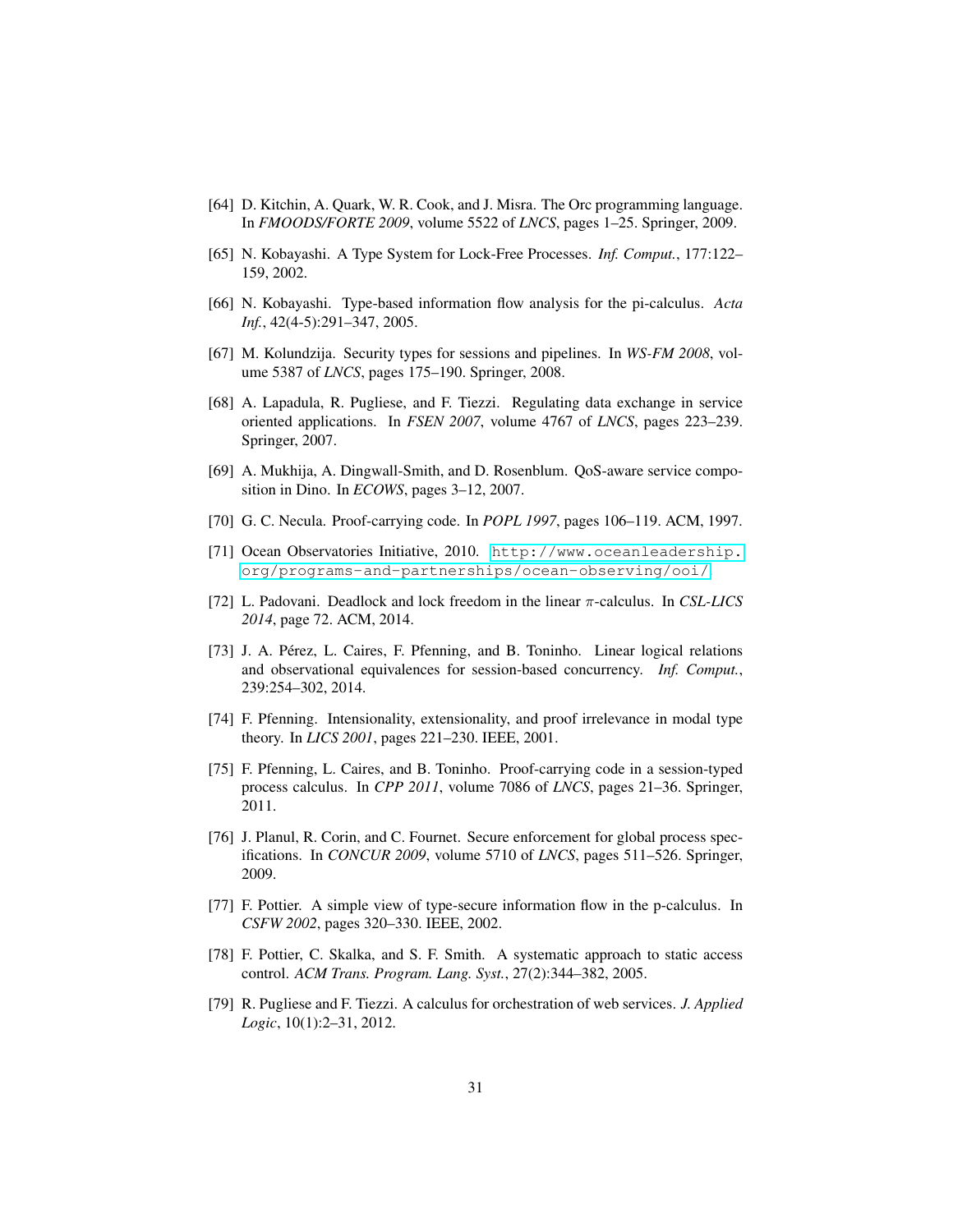[64] D. Kitchin, A. Quark, W. R. Cook, and J. Misra. The Orc programming language. In *FMOODS/FORTE 2009*, volume 5522 of *LNCS*, pages 1–25. Springer, 2009.

[65] N. Kobayashi. A Type System for Lock-Free Processes. *Inf. Comput.*, 177:122–159, 2002.

[66] N. Kobayashi. Type-based information flow analysis for the pi-calculus. *Acta Inf.*, 42(4-5):291–347, 2005.

[67] M. Kolundzija. Security types for sessions and pipelines. In *WS-FM 2008*, volume 5387 of *LNCS*, pages 175–190. Springer, 2008.

[68] A. Lapadula, R. Pugliese, and F. Tiezzi. Regulating data exchange in service oriented applications. In *FSEN 2007*, volume 4767 of *LNCS*, pages 223–239. Springer, 2007.

[69] A. Mukhija, A. Dingwall-Smith, and D. Rosenblum. QoS-aware service composition in Dino. In *ECOWS*, pages 3–12, 2007.

[70] G. C. Necula. Proof-carrying code. In *POPL 1997*, pages 106–119. ACM, 1997.

[71] Ocean Observatories Initiative, 2010. http://www.oceanleadership.org/programs-and-partnerships/ocean-observing/ooi/

[72] L. Padovani. Deadlock and lock freedom in the linear $\pi$-calculus. In *CSL-LICS 2014*, page 72. ACM, 2014.

[73] J. A. Pérez, L. Caires, F. Pfenning, and B. Toninho. Linear logical relations and observational equivalences for session-based concurrency. *Inf. Comput.*, 239:254–302, 2014.

[74] F. Pfenning. Intensionality, extensionality, and proof irrelevance in modal type theory. In *LICS 2001*, pages 221–230. IEEE, 2001.

[75] F. Pfenning, L. Caires, and B. Toninho. Proof-carrying code in a session-typed process calculus. In *CPP 2011*, volume 7086 of *LNCS*, pages 21–36. Springer, 2011.

[76] J. Planul, R. Corin, and C. Fournet. Secure enforcement for global process specifications. In *CONCUR 2009*, volume 5710 of *LNCS*, pages 511–526. Springer, 2009.

[77] F. Pottier. A simple view of type-secure information flow in the p-calculus. In *CSFW 2002*, pages 320–330. IEEE, 2002.

[78] F. Pottier, C. Skalka, and S. F. Smith. A systematic approach to static access control. *ACM Trans. Program. Lang. Syst.*, 27(2):344–382, 2005.

[79] R. Pugliese and F. Tiezzi. A calculus for orchestration of web services. *J. Applied Logic*, 10(1):2–31, 2012.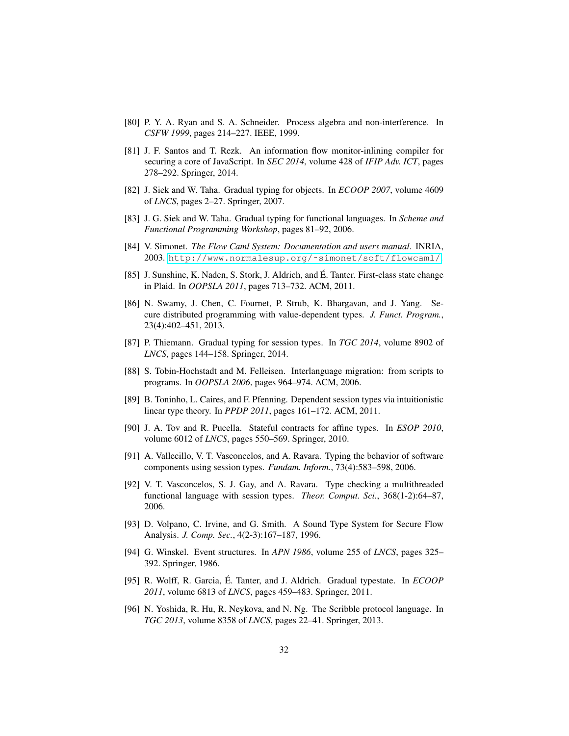[80] P. Y. A. Ryan and S. A. Schneider. Process algebra and non-interference. In *CSFW 1999*, pages 214–227. IEEE, 1999.

[81] J. F. Santos and T. Rezk. An information flow monitor-inlining compiler for securing a core of JavaScript. In *SEC 2014*, volume 428 of *IFIP Adv. ICT*, pages 278–292. Springer, 2014.

[82] J. Siek and W. Taha. Gradual typing for objects. In *ECOOP 2007*, volume 4609 of *LNCS*, pages 2–27. Springer, 2007.

[83] J. G. Siek and W. Taha. Gradual typing for functional languages. In *Scheme and Functional Programming Workshop*, pages 81–92, 2006.

[84] V. Simonet. *The Flow Caml System: Documentation and users manual*. INRIA, 2003. http://www.normalesup.org/~simonet/soft/flowcaml/

[85] J. Sunshine, K. Naden, S. Stork, J. Aldrich, and É. Tanter. First-class state change in Plaid. In *OOPSLA 2011*, pages 713–732. ACM, 2011.

[86] N. Swamy, J. Chen, C. Fournet, P. Strub, K. Bhargavan, and J. Yang. Secure distributed programming with value-dependent types. *J. Funct. Program.*, 23(4):402–451, 2013.

[87] P. Thiemann. Gradual typing for session types. In *TGC 2014*, volume 8902 of *LNCS*, pages 144–158. Springer, 2014.

[88] S. Tobin-Hochstadt and M. Felleisen. Interlanguage migration: from scripts to programs. In *OOPSLA 2006*, pages 964–974. ACM, 2006.

[89] B. Toninho, L. Caires, and F. Pfenning. Dependent session types via intuitionistic linear type theory. In *PPDP 2011*, pages 161–172. ACM, 2011.

[90] J. A. Tov and R. Pucella. Stateful contracts for affine types. In *ESOP 2010*, volume 6012 of *LNCS*, pages 550–569. Springer, 2010.

[91] A. Vallecillo, V. T. Vasconcelos, and A. Ravara. Typing the behavior of software components using session types. *Fundam. Inform.*, 73(4):583–598, 2006.

[92] V. T. Vasconcelos, S. J. Gay, and A. Ravara. Type checking a multithreaded functional language with session types. *Theor. Comput. Sci.*, 368(1-2):64–87, 2006.

[93] D. Volpano, C. Irvine, and G. Smith. A Sound Type System for Secure Flow Analysis. *J. Comp. Sec.*, 4(2-3):167–187, 1996.

[94] G. Winskel. Event structures. In *APN 1986*, volume 255 of *LNCS*, pages 325–392. Springer, 1986.

[95] R. Wolff, R. Garcia, É. Tanter, and J. Aldrich. Gradual typestate. In *ECOOP 2011*, volume 6813 of *LNCS*, pages 459–483. Springer, 2011.

[96] N. Yoshida, R. Hu, R. Neykova, and N. Ng. The Scribble protocol language. In *TGC 2013*, volume 8358 of *LNCS*, pages 22–41. Springer, 2013.